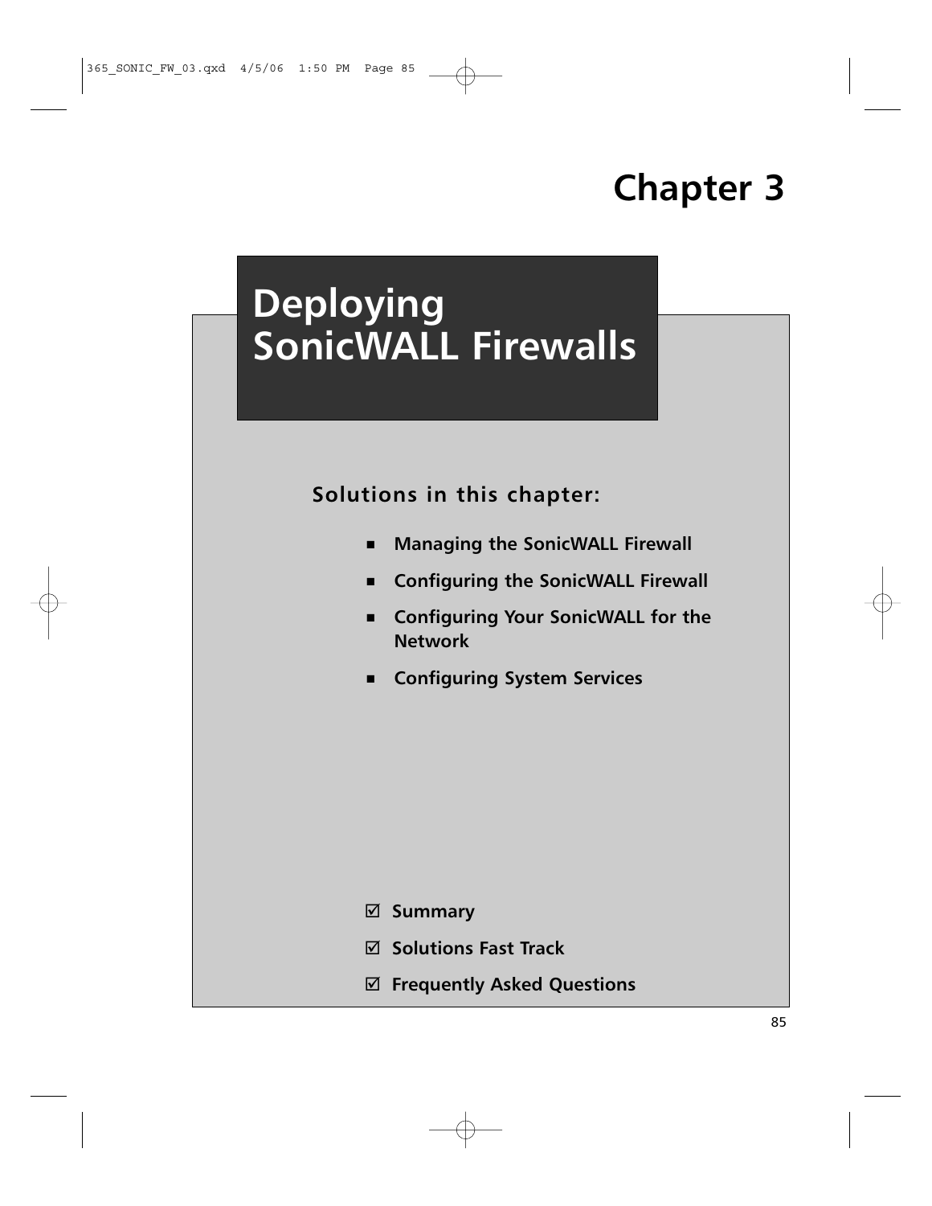# Chapter 3

# Deploying SonicWALL Firewalls

**Solutions in this chapter:**

- **Managing the SonicWALL Firewall**
- **Configuring the SonicWALL Firewall**
- **Configuring Your SonicWALL for the Network**
- **Configuring System Services**

☑ **Summary**

☑ **Solutions Fast Track**

☑ **Frequently Asked Questions**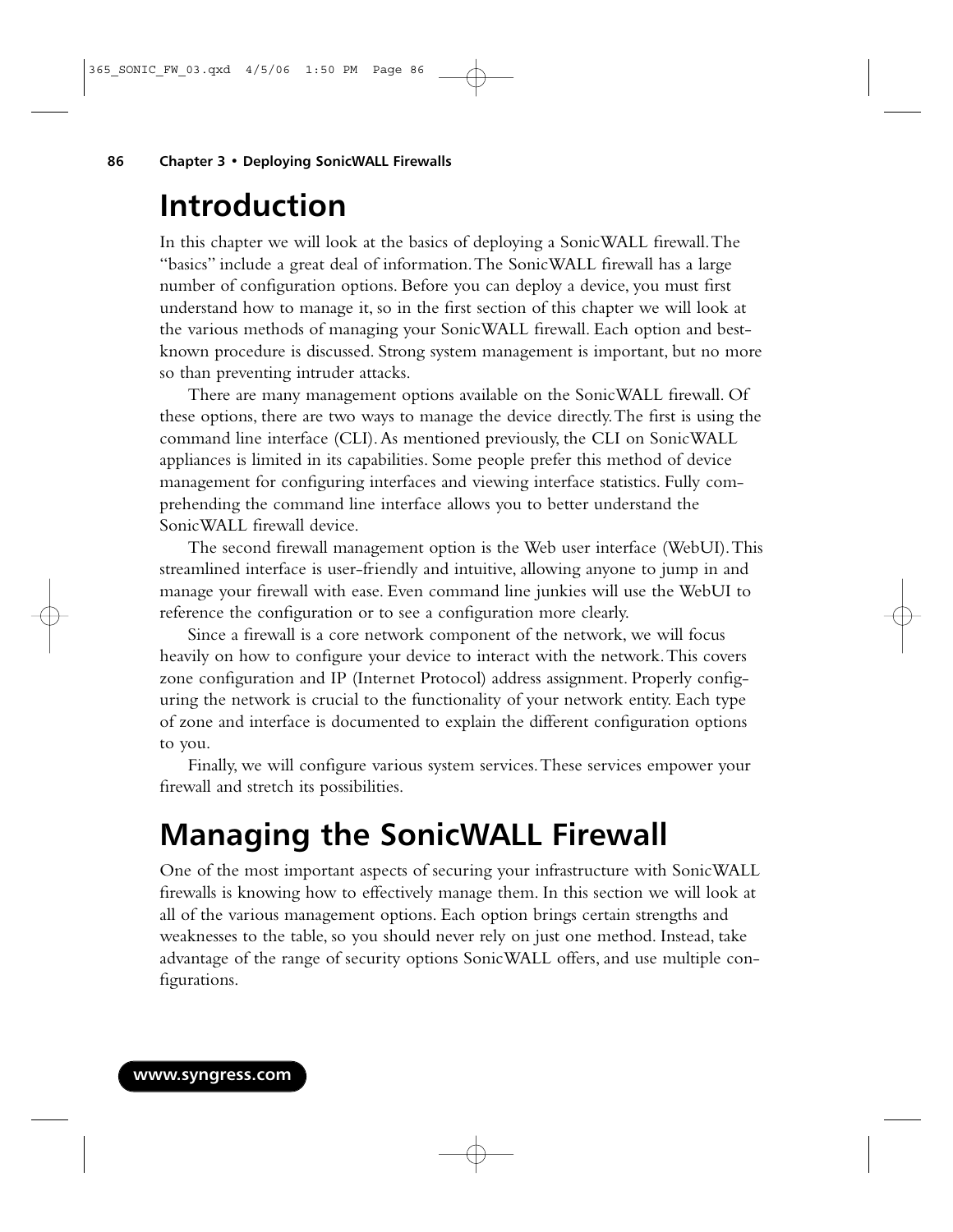# Introduction

In this chapter we will look at the basics of deploying a SonicWALL firewall. The "basics" include a great deal of information. The SonicWALL firewall has a large number of configuration options. Before you can deploy a device, you must first understand how to manage it, so in the first section of this chapter we will look at the various methods of managing your SonicWALL firewall. Each option and best-known procedure is discussed. Strong system management is important, but no more so than preventing intruder attacks.

There are many management options available on the SonicWALL firewall. Of these options, there are two ways to manage the device directly. The first is using the command line interface (CLI). As mentioned previously, the CLI on SonicWALL appliances is limited in its capabilities. Some people prefer this method of device management for configuring interfaces and viewing interface statistics. Fully comprehending the command line interface allows you to better understand the SonicWALL firewall device.

The second firewall management option is the Web user interface (WebUI). This streamlined interface is user-friendly and intuitive, allowing anyone to jump in and manage your firewall with ease. Even command line junkies will use the WebUI to reference the configuration or to see a configuration more clearly.

Since a firewall is a core network component of the network, we will focus heavily on how to configure your device to interact with the network. This covers zone configuration and IP (Internet Protocol) address assignment. Properly configuring the network is crucial to the functionality of your network entity. Each type of zone and interface is documented to explain the different configuration options to you.

Finally, we will configure various system services. These services empower your firewall and stretch its possibilities.

# Managing the SonicWALL Firewall

One of the most important aspects of securing your infrastructure with SonicWALL firewalls is knowing how to effectively manage them. In this section we will look at all of the various management options. Each option brings certain strengths and weaknesses to the table, so you should never rely on just one method. Instead, take advantage of the range of security options SonicWALL offers, and use multiple configurations.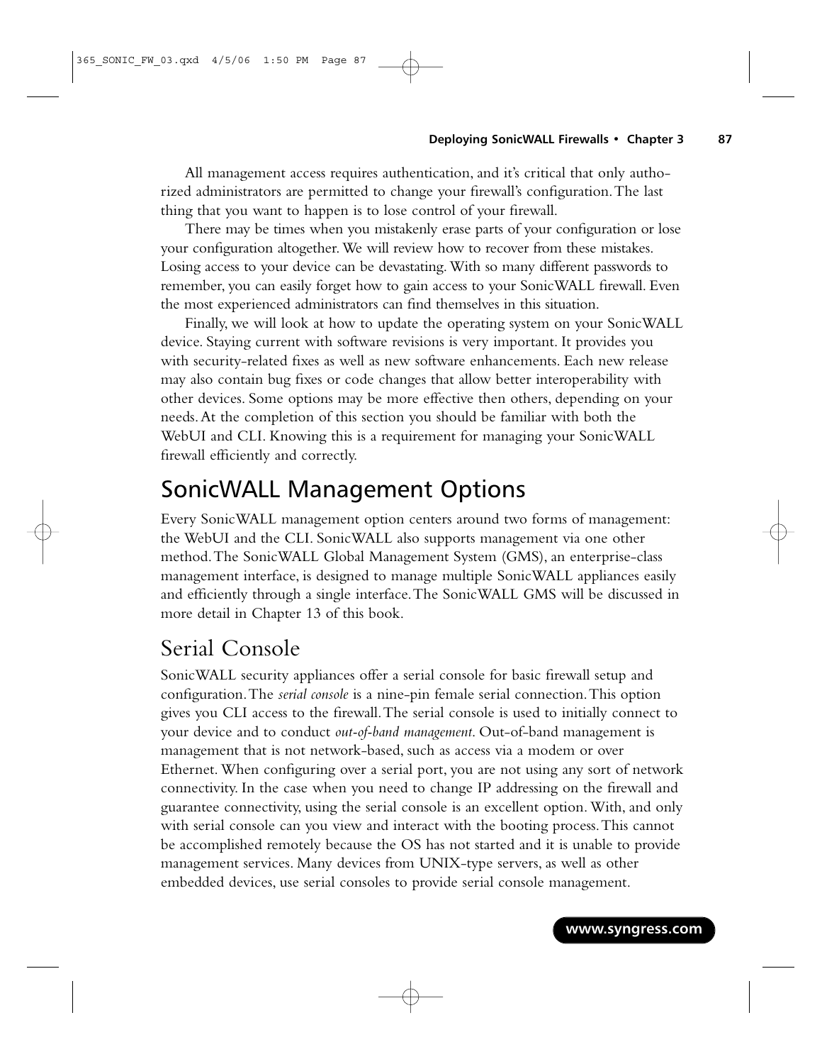All management access requires authentication, and it's critical that only authorized administrators are permitted to change your firewall's configuration. The last thing that you want to happen is to lose control of your firewall.

There may be times when you mistakenly erase parts of your configuration or lose your configuration altogether. We will review how to recover from these mistakes. Losing access to your device can be devastating. With so many different passwords to remember, you can easily forget how to gain access to your SonicWALL firewall. Even the most experienced administrators can find themselves in this situation.

Finally, we will look at how to update the operating system on your SonicWALL device. Staying current with software revisions is very important. It provides you with security-related fixes as well as new software enhancements. Each new release may also contain bug fixes or code changes that allow better interoperability with other devices. Some options may be more effective then others, depending on your needs. At the completion of this section you should be familiar with both the WebUI and CLI. Knowing this is a requirement for managing your SonicWALL firewall efficiently and correctly.

# SonicWALL Management Options

Every SonicWALL management option centers around two forms of management: the WebUI and the CLI. SonicWALL also supports management via one other method. The SonicWALL Global Management System (GMS), an enterprise-class management interface, is designed to manage multiple SonicWALL appliances easily and efficiently through a single interface. The SonicWALL GMS will be discussed in more detail in Chapter 13 of this book.

## Serial Console

SonicWALL security appliances offer a serial console for basic firewall setup and configuration. The *serial console* is a nine-pin female serial connection. This option gives you CLI access to the firewall. The serial console is used to initially connect to your device and to conduct *out-of-band management*. Out-of-band management is management that is not network-based, such as access via a modem or over Ethernet. When configuring over a serial port, you are not using any sort of network connectivity. In the case when you need to change IP addressing on the firewall and guarantee connectivity, using the serial console is an excellent option. With, and only with serial console can you view and interact with the booting process. This cannot be accomplished remotely because the OS has not started and it is unable to provide management services. Many devices from UNIX-type servers, as well as other embedded devices, use serial consoles to provide serial console management.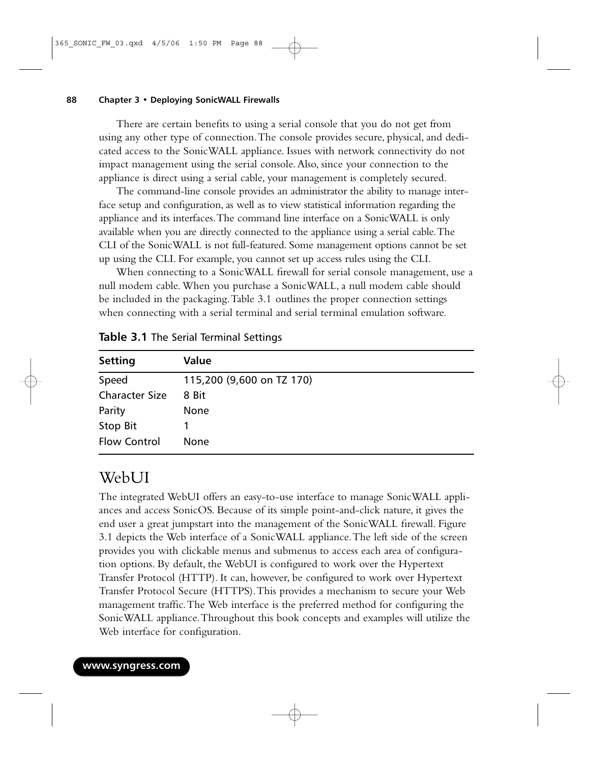There are certain benefits to using a serial console that you do not get from using any other type of connection. The console provides secure, physical, and dedicated access to the SonicWALL appliance. Issues with network connectivity do not impact management using the serial console. Also, since your connection to the appliance is direct using a serial cable, your management is completely secured.

The command-line console provides an administrator the ability to manage interface setup and configuration, as well as to view statistical information regarding the appliance and its interfaces. The command line interface on a SonicWALL is only available when you are directly connected to the appliance using a serial cable. The CLI of the SonicWALL is not full-featured. Some management options cannot be set up using the CLI. For example, you cannot set up access rules using the CLI.

When connecting to a SonicWALL firewall for serial console management, use a null modem cable. When you purchase a SonicWALL, a null modem cable should be included in the packaging. Table 3.1 outlines the proper connection settings when connecting with a serial terminal and serial terminal emulation software.

**Table 3.1** The Serial Terminal Settings

| Setting | Value |
| --- | --- |
| Speed | 115,200 (9,600 on TZ 170) |
| Character Size | 8 Bit |
| Parity | None |
| Stop Bit | 1 |
| Flow Control | None |

## WebUI

The integrated WebUI offers an easy-to-use interface to manage SonicWALL appliances and access SonicOS. Because of its simple point-and-click nature, it gives the end user a great jumpstart into the management of the SonicWALL firewall. Figure 3.1 depicts the Web interface of a SonicWALL appliance. The left side of the screen provides you with clickable menus and submenus to access each area of configuration options. By default, the WebUI is configured to work over the Hypertext Transfer Protocol (HTTP). It can, however, be configured to work over Hypertext Transfer Protocol Secure (HTTPS). This provides a mechanism to secure your Web management traffic. The Web interface is the preferred method for configuring the SonicWALL appliance. Throughout this book concepts and examples will utilize the Web interface for configuration.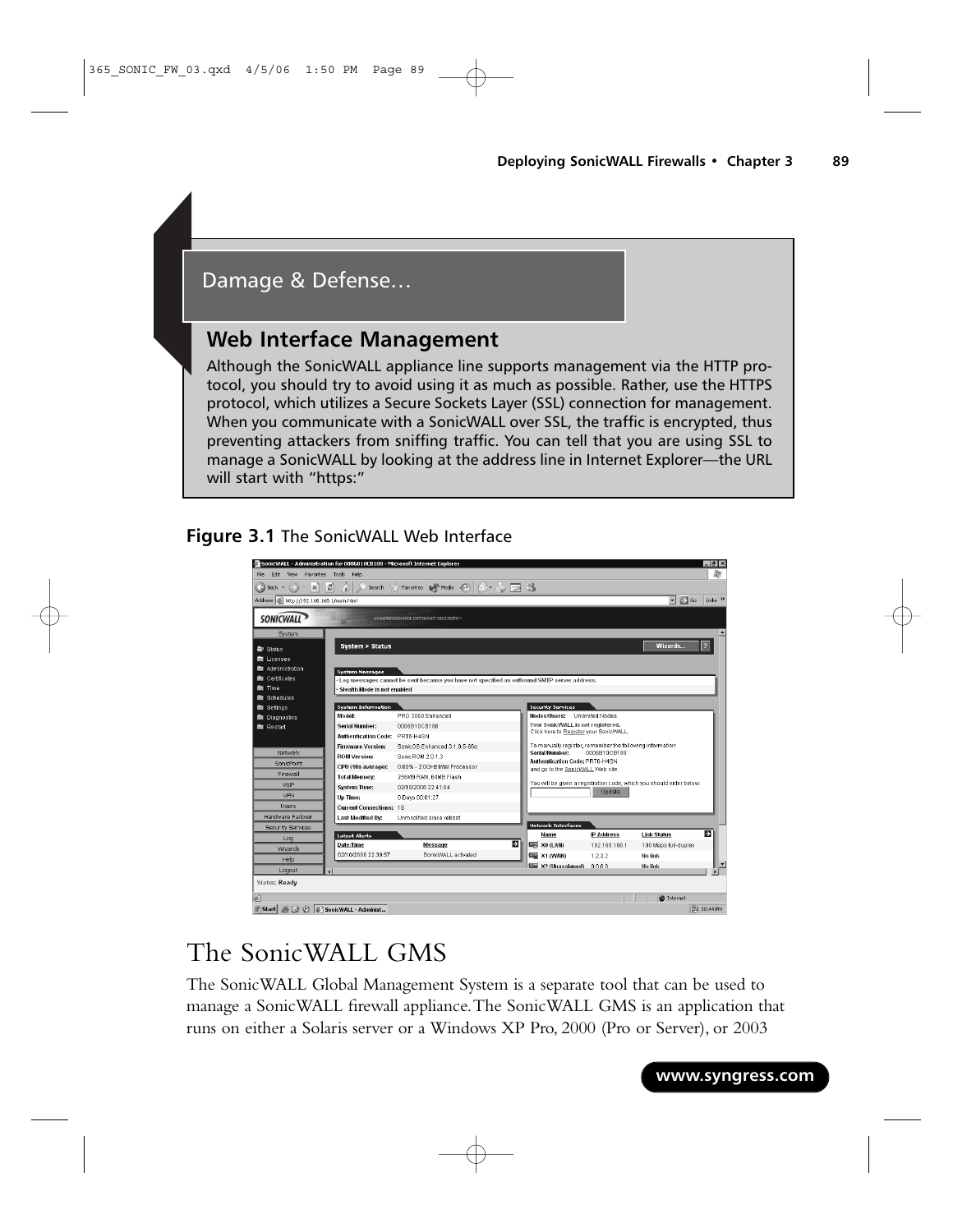## Damage & Defense…

### Web Interface Management

Although the SonicWALL appliance line supports management via the HTTP protocol, you should try to avoid using it as much as possible. Rather, use the HTTPS protocol, which utilizes a Secure Sockets Layer (SSL) connection for management. When you communicate with a SonicWALL over SSL, the traffic is encrypted, thus preventing attackers from sniffing traffic. You can tell that you are using SSL to manage a SonicWALL by looking at the address line in Internet Explorer—the URL will start with "https:"

**Figure 3.1** The SonicWALL Web Interface

# The SonicWALL GMS

The SonicWALL Global Management System is a separate tool that can be used to manage a SonicWALL firewall appliance. The SonicWALL GMS is an application that runs on either a Solaris server or a Windows XP Pro, 2000 (Pro or Server), or 2003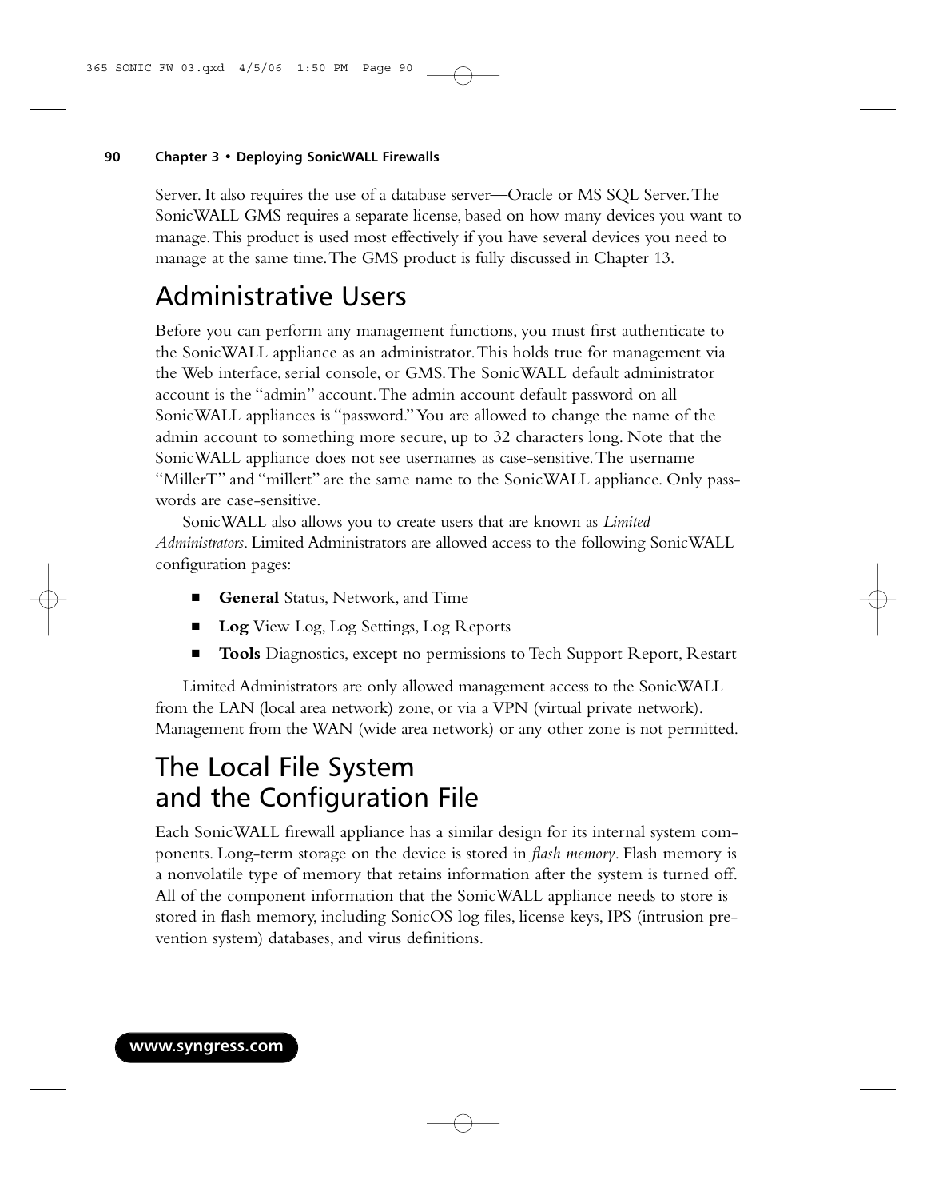Server. It also requires the use of a database server—Oracle or MS SQL Server. The SonicWALL GMS requires a separate license, based on how many devices you want to manage. This product is used most effectively if you have several devices you need to manage at the same time. The GMS product is fully discussed in Chapter 13.

## Administrative Users

Before you can perform any management functions, you must first authenticate to the SonicWALL appliance as an administrator. This holds true for management via the Web interface, serial console, or GMS. The SonicWALL default administrator account is the "admin" account. The admin account default password on all SonicWALL appliances is "password." You are allowed to change the name of the admin account to something more secure, up to 32 characters long. Note that the SonicWALL appliance does not see usernames as case-sensitive. The username "MillerT" and "millert" are the same name to the SonicWALL appliance. Only passwords are case-sensitive.

SonicWALL also allows you to create users that are known as *Limited Administrators*. Limited Administrators are allowed access to the following SonicWALL configuration pages:

- **General** Status, Network, and Time
- **Log** View Log, Log Settings, Log Reports
- **Tools** Diagnostics, except no permissions to Tech Support Report, Restart

Limited Administrators are only allowed management access to the SonicWALL from the LAN (local area network) zone, or via a VPN (virtual private network). Management from the WAN (wide area network) or any other zone is not permitted.

## The Local File System and the Configuration File

Each SonicWALL firewall appliance has a similar design for its internal system components. Long-term storage on the device is stored in *flash memory*. Flash memory is a nonvolatile type of memory that retains information after the system is turned off. All of the component information that the SonicWALL appliance needs to store is stored in flash memory, including SonicOS log files, license keys, IPS (intrusion prevention system) databases, and virus definitions.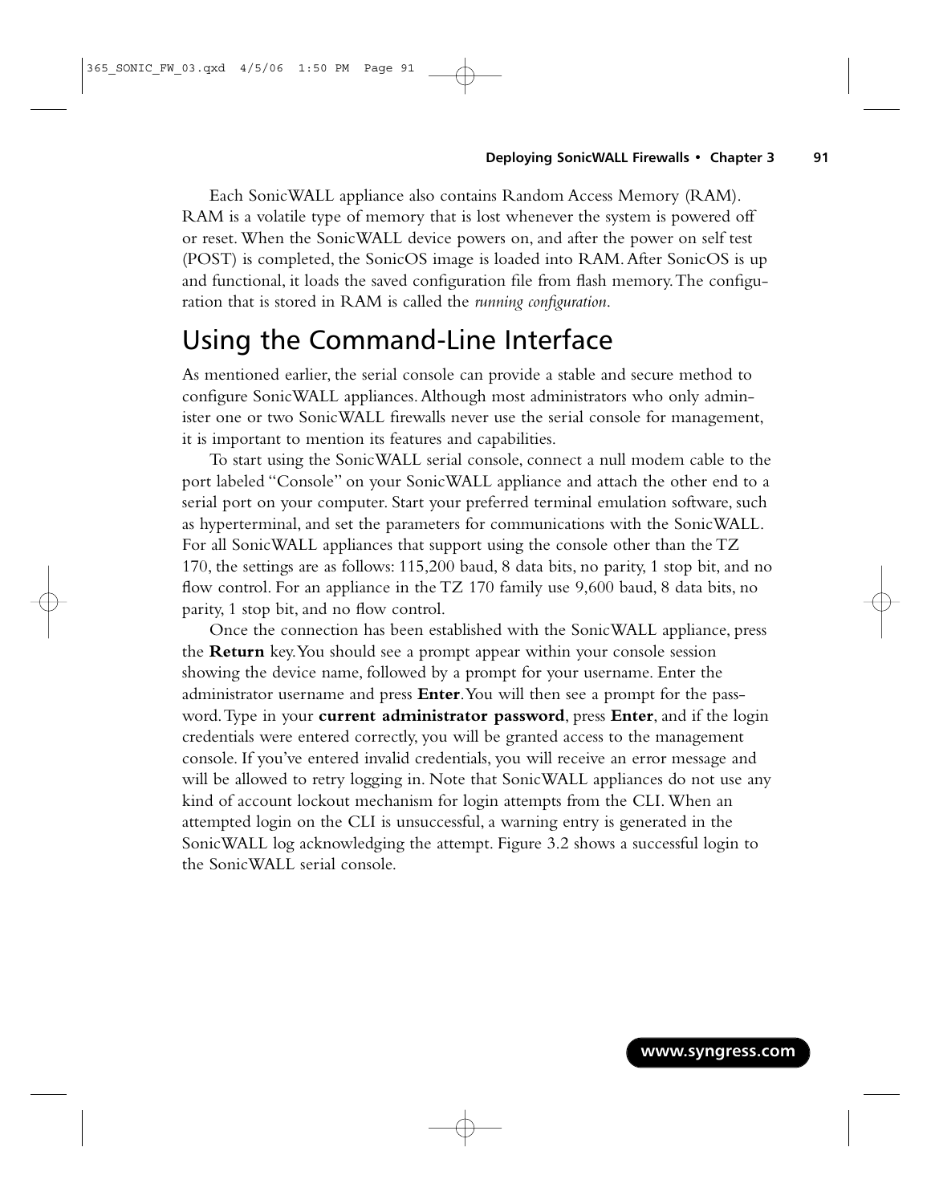Each SonicWALL appliance also contains Random Access Memory (RAM). RAM is a volatile type of memory that is lost whenever the system is powered off or reset. When the SonicWALL device powers on, and after the power on self test (POST) is completed, the SonicOS image is loaded into RAM. After SonicOS is up and functional, it loads the saved configuration file from flash memory. The configuration that is stored in RAM is called the *running configuration*.

## Using the Command-Line Interface

As mentioned earlier, the serial console can provide a stable and secure method to configure SonicWALL appliances. Although most administrators who only administer one or two SonicWALL firewalls never use the serial console for management, it is important to mention its features and capabilities.

To start using the SonicWALL serial console, connect a null modem cable to the port labeled "Console" on your SonicWALL appliance and attach the other end to a serial port on your computer. Start your preferred terminal emulation software, such as hyperterminal, and set the parameters for communications with the SonicWALL. For all SonicWALL appliances that support using the console other than the TZ 170, the settings are as follows: 115,200 baud, 8 data bits, no parity, 1 stop bit, and no flow control. For an appliance in the TZ 170 family use 9,600 baud, 8 data bits, no parity, 1 stop bit, and no flow control.

Once the connection has been established with the SonicWALL appliance, press the **Return** key. You should see a prompt appear within your console session showing the device name, followed by a prompt for your username. Enter the administrator username and press **Enter**. You will then see a prompt for the password. Type in your **current administrator password**, press **Enter**, and if the login credentials were entered correctly, you will be granted access to the management console. If you've entered invalid credentials, you will receive an error message and will be allowed to retry logging in. Note that SonicWALL appliances do not use any kind of account lockout mechanism for login attempts from the CLI. When an attempted login on the CLI is unsuccessful, a warning entry is generated in the SonicWALL log acknowledging the attempt. Figure 3.2 shows a successful login to the SonicWALL serial console.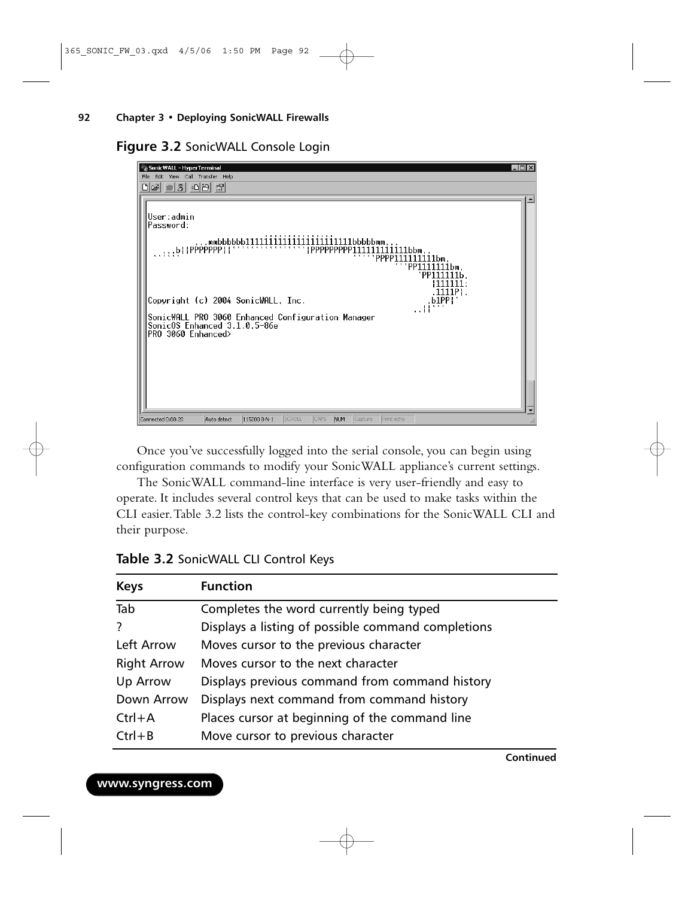**Figure 3.2** SonicWALL Console Login

```
User:admin
Password:

Copyright (c) 2004 SonicWALL, Inc.

SonicWALL PRO 3060 Enhanced Configuration Manager
SonicOS Enhanced 3.1.0.5-86e
PRO 3060 Enhanced>
```

Once you've successfully logged into the serial console, you can begin using configuration commands to modify your SonicWALL appliance's current settings.

The SonicWALL command-line interface is very user-friendly and easy to operate. It includes several control keys that can be used to make tasks within the CLI easier. Table 3.2 lists the control-key combinations for the SonicWALL CLI and their purpose.

**Table 3.2** SonicWALL CLI Control Keys

| Keys | Function |
|---|---|
| Tab | Completes the word currently being typed |
| ? | Displays a listing of possible command completions |
| Left Arrow | Moves cursor to the previous character |
| Right Arrow | Moves cursor to the next character |
| Up Arrow | Displays previous command from command history |
| Down Arrow | Displays next command from command history |
| Ctrl+A | Places cursor at beginning of the command line |
| Ctrl+B | Move cursor to previous character |

**Continued**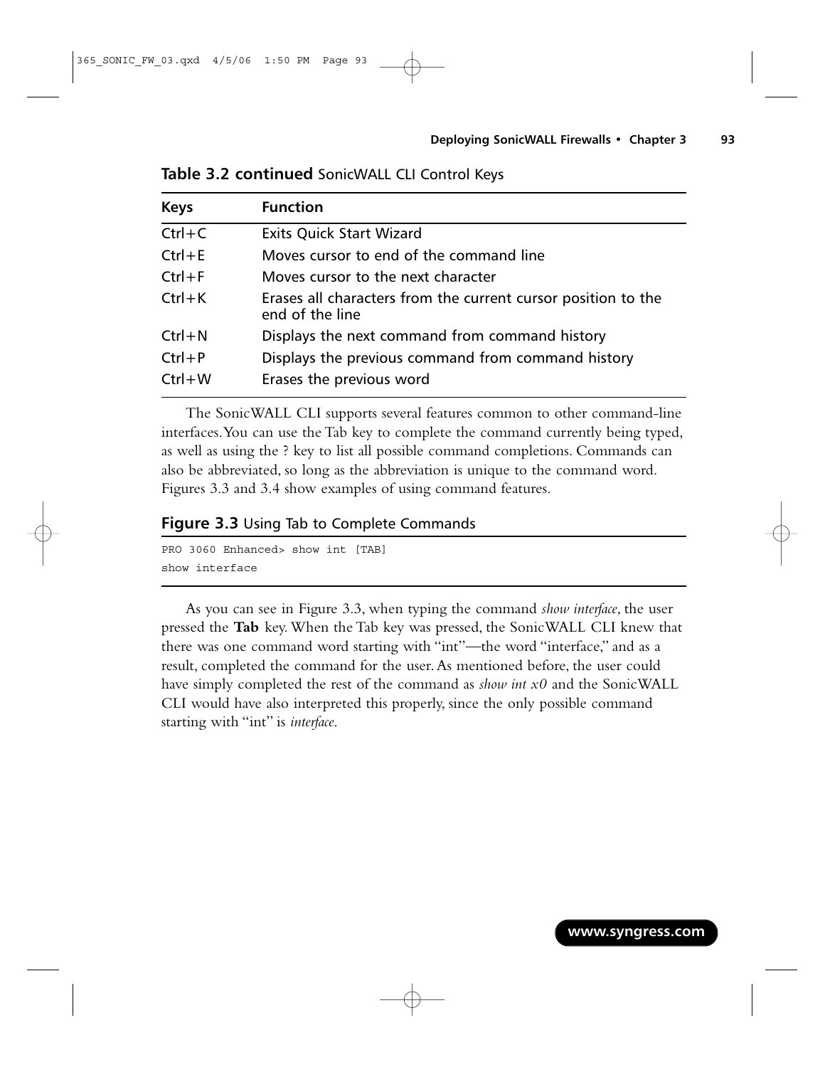**Table 3.2 continued** SonicWALL CLI Control Keys

| Keys | Function |
|---|---|
| Ctrl+C | Exits Quick Start Wizard |
| Ctrl+E | Moves cursor to end of the command line |
| Ctrl+F | Moves cursor to the next character |
| Ctrl+K | Erases all characters from the current cursor position to the end of the line |
| Ctrl+N | Displays the next command from command history |
| Ctrl+P | Displays the previous command from command history |
| Ctrl+W | Erases the previous word |

The SonicWALL CLI supports several features common to other command-line interfaces. You can use the Tab key to complete the command currently being typed, as well as using the ? key to list all possible command completions. Commands can also be abbreviated, so long as the abbreviation is unique to the command word. Figures 3.3 and 3.4 show examples of using command features.

**Figure 3.3** Using Tab to Complete Commands

```
PRO 3060 Enhanced> show int [TAB]
show interface
```

As you can see in Figure 3.3, when typing the command *show interface*, the user pressed the **Tab** key. When the Tab key was pressed, the SonicWALL CLI knew that there was one command word starting with "int"—the word "interface," and as a result, completed the command for the user. As mentioned before, the user could have simply completed the rest of the command as *show int x0* and the SonicWALL CLI would have also interpreted this properly, since the only possible command starting with "int" is *interface*.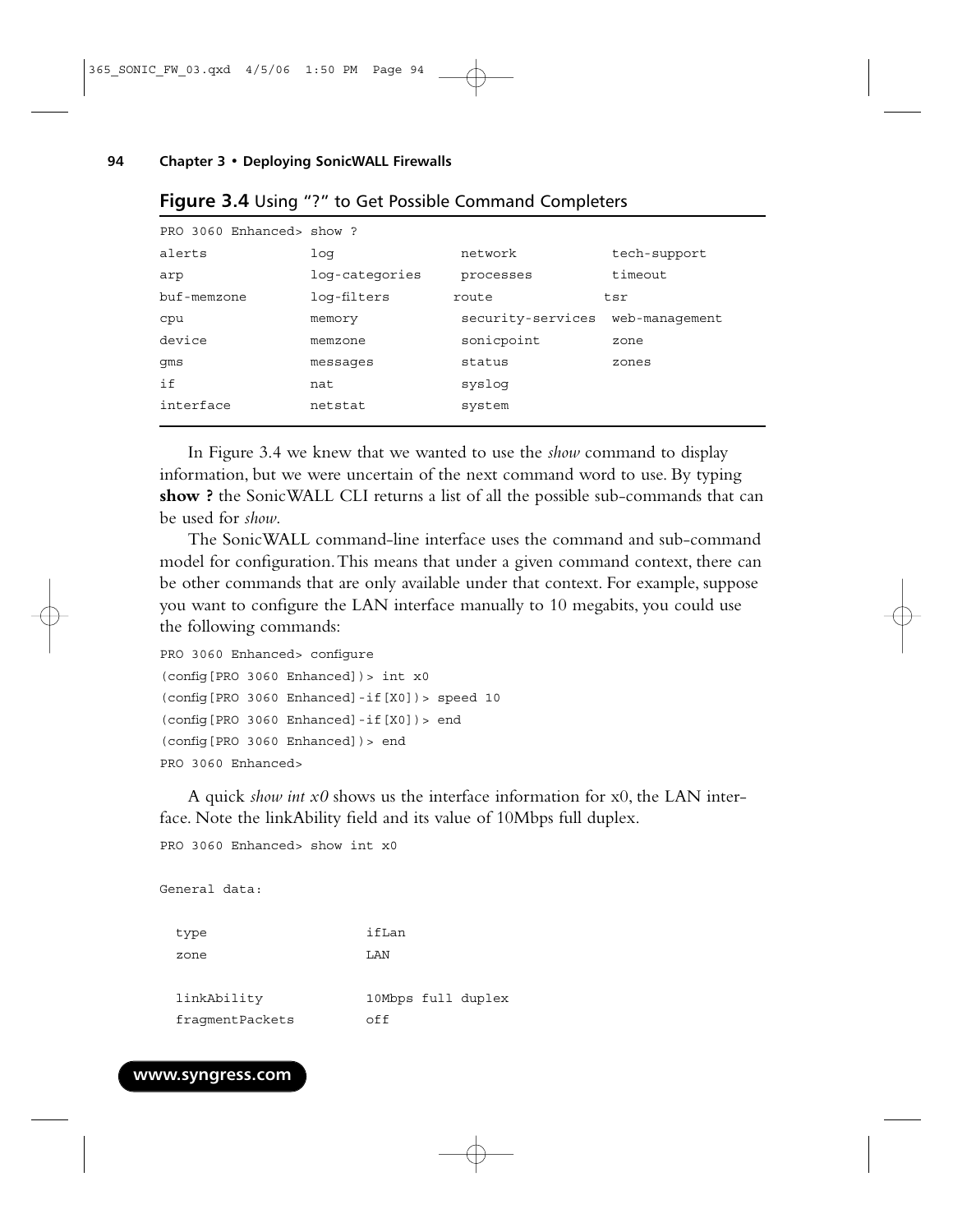**Figure 3.4** Using "?" to Get Possible Command Completers

```
PRO 3060 Enhanced> show ?
alerts          log               network            tech-support
arp             log-categories    processes          timeout
buf-memzone     log-filters       route              tsr
cpu             memory            security-services  web-management
device          memzone           sonicpoint         zone
gms             messages          status             zones
if              nat               syslog
interface       netstat           system
```

In Figure 3.4 we knew that we wanted to use the *show* command to display information, but we were uncertain of the next command word to use. By typing **show ?** the SonicWALL CLI returns a list of all the possible sub-commands that can be used for *show*.

The SonicWALL command-line interface uses the command and sub-command model for configuration. This means that under a given command context, there can be other commands that are only available under that context. For example, suppose you want to configure the LAN interface manually to 10 megabits, you could use the following commands:

```
PRO 3060 Enhanced> configure
(config[PRO 3060 Enhanced])> int x0
(config[PRO 3060 Enhanced]-if[X0])> speed 10
(config[PRO 3060 Enhanced]-if[X0])> end
(config[PRO 3060 Enhanced])> end
PRO 3060 Enhanced>
```

A quick *show int x0* shows us the interface information for x0, the LAN interface. Note the linkAbility field and its value of 10Mbps full duplex.

```
PRO 3060 Enhanced> show int x0

General data:

  type                  ifLan
  zone                  LAN

  linkAbility           10Mbps full duplex
  fragmentPackets       off
```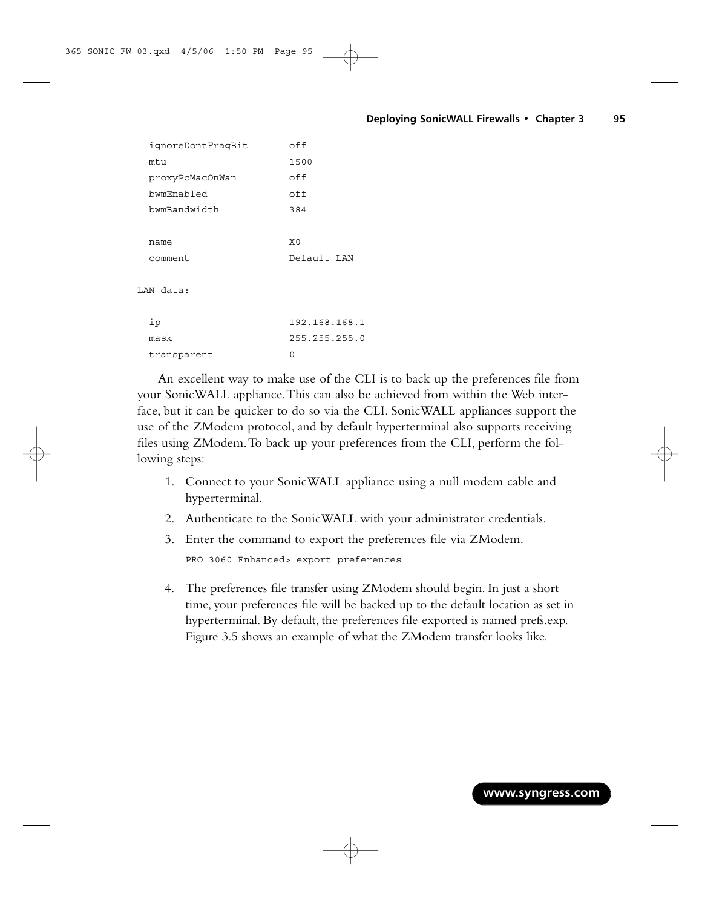```
  ignoreDontFragBit       off
  mtu                     1500
  proxyPcMacOnWan         off
  bwmEnabled              off
  bwmBandwidth            384

  name                    X0
  comment                 Default LAN

LAN data:

  ip                      192.168.168.1
  mask                    255.255.255.0
  transparent             0
```

An excellent way to make use of the CLI is to back up the preferences file from your SonicWALL appliance. This can also be achieved from within the Web interface, but it can be quicker to do so via the CLI. SonicWALL appliances support the use of the ZModem protocol, and by default hyperterminal also supports receiving files using ZModem. To back up your preferences from the CLI, perform the following steps:

1. Connect to your SonicWALL appliance using a null modem cable and hyperterminal.
2. Authenticate to the SonicWALL with your administrator credentials.
3. Enter the command to export the preferences file via ZModem.

   ```
   PRO 3060 Enhanced> export preferences
   ```

4. The preferences file transfer using ZModem should begin. In just a short time, your preferences file will be backed up to the default location as set in hyperterminal. By default, the preferences file exported is named prefs.exp. Figure 3.5 shows an example of what the ZModem transfer looks like.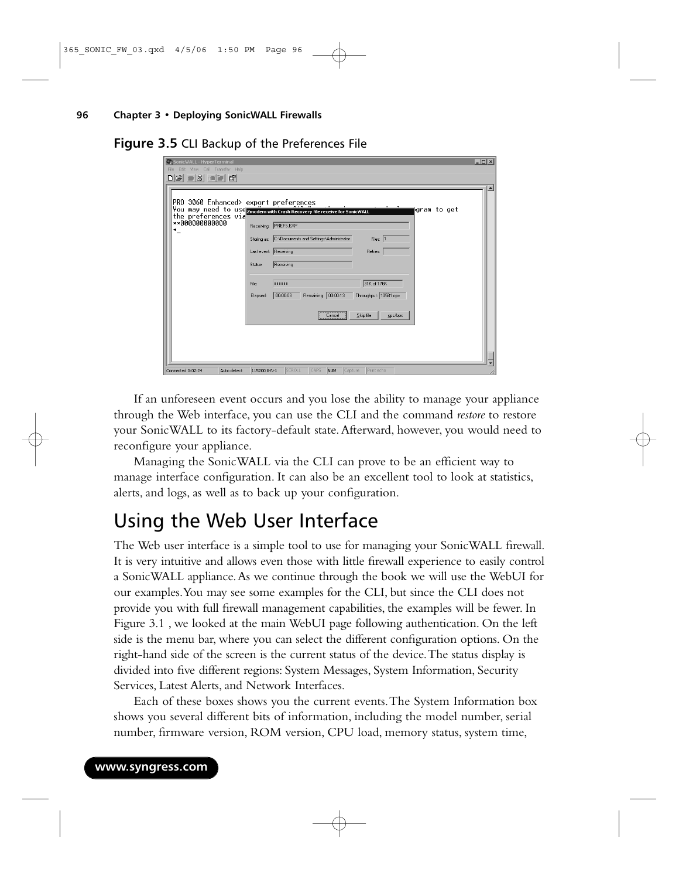**Figure 3.5** CLI Backup of the Preferences File

If an unforeseen event occurs and you lose the ability to manage your appliance through the Web interface, you can use the CLI and the command *restore* to restore your SonicWALL to its factory-default state. Afterward, however, you would need to reconfigure your appliance.

Managing the SonicWALL via the CLI can prove to be an efficient way to manage interface configuration. It can also be an excellent tool to look at statistics, alerts, and logs, as well as to back up your configuration.

## Using the Web User Interface

The Web user interface is a simple tool to use for managing your SonicWALL firewall. It is very intuitive and allows even those with little firewall experience to easily control a SonicWALL appliance. As we continue through the book we will use the WebUI for our examples. You may see some examples for the CLI, but since the CLI does not provide you with full firewall management capabilities, the examples will be fewer. In Figure 3.1 , we looked at the main WebUI page following authentication. On the left side is the menu bar, where you can select the different configuration options. On the right-hand side of the screen is the current status of the device. The status display is divided into five different regions: System Messages, System Information, Security Services, Latest Alerts, and Network Interfaces.

Each of these boxes shows you the current events. The System Information box shows you several different bits of information, including the model number, serial number, firmware version, ROM version, CPU load, memory status, system time,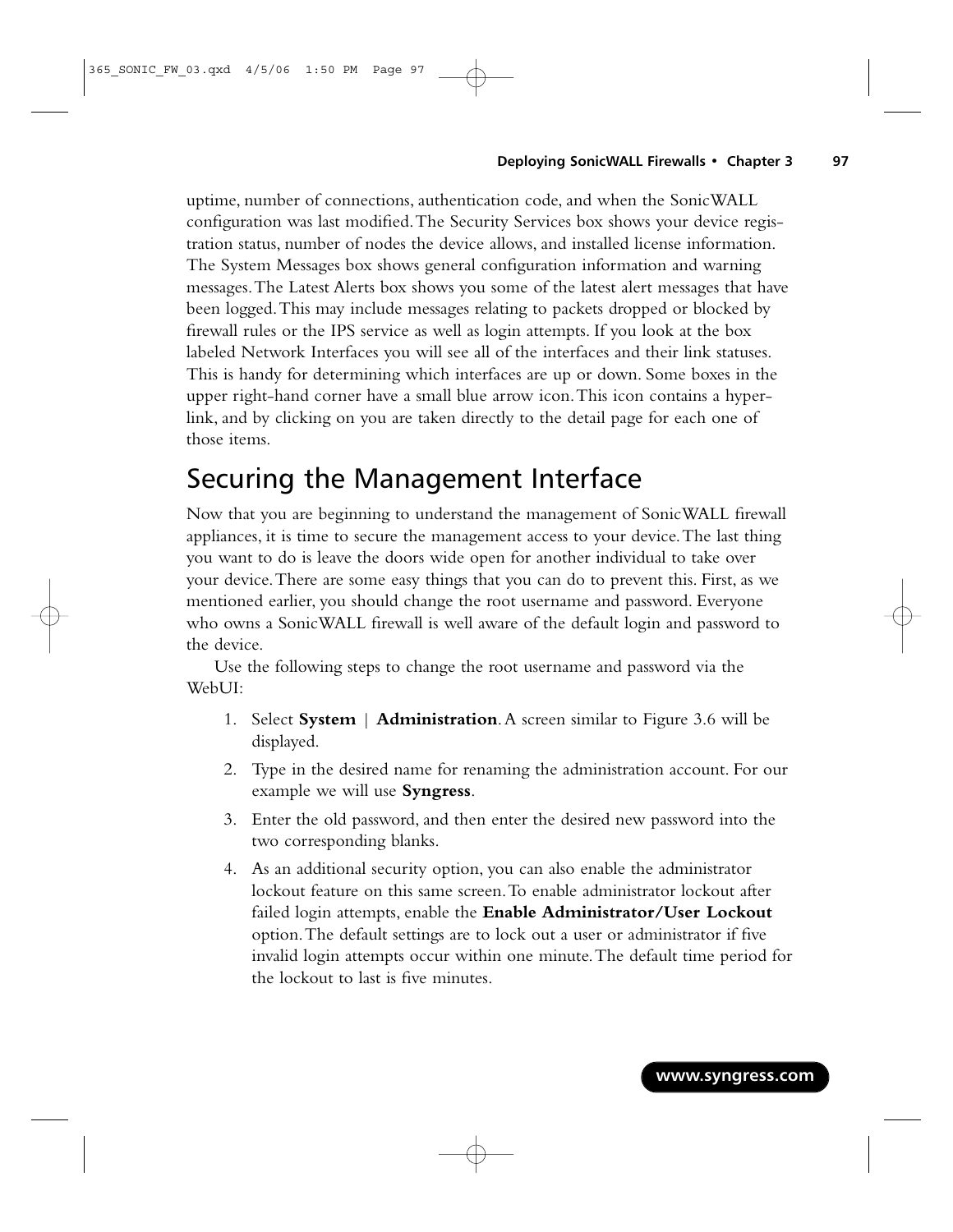uptime, number of connections, authentication code, and when the SonicWALL configuration was last modified. The Security Services box shows your device registration status, number of nodes the device allows, and installed license information. The System Messages box shows general configuration information and warning messages. The Latest Alerts box shows you some of the latest alert messages that have been logged. This may include messages relating to packets dropped or blocked by firewall rules or the IPS service as well as login attempts. If you look at the box labeled Network Interfaces you will see all of the interfaces and their link statuses. This is handy for determining which interfaces are up or down. Some boxes in the upper right-hand corner have a small blue arrow icon. This icon contains a hyperlink, and by clicking on you are taken directly to the detail page for each one of those items.

# Securing the Management Interface

Now that you are beginning to understand the management of SonicWALL firewall appliances, it is time to secure the management access to your device. The last thing you want to do is leave the doors wide open for another individual to take over your device. There are some easy things that you can do to prevent this. First, as we mentioned earlier, you should change the root username and password. Everyone who owns a SonicWALL firewall is well aware of the default login and password to the device.

Use the following steps to change the root username and password via the WebUI:

1. Select **System | Administration**. A screen similar to Figure 3.6 will be displayed.
2. Type in the desired name for renaming the administration account. For our example we will use **Syngress**.
3. Enter the old password, and then enter the desired new password into the two corresponding blanks.
4. As an additional security option, you can also enable the administrator lockout feature on this same screen. To enable administrator lockout after failed login attempts, enable the **Enable Administrator/User Lockout** option. The default settings are to lock out a user or administrator if five invalid login attempts occur within one minute. The default time period for the lockout to last is five minutes.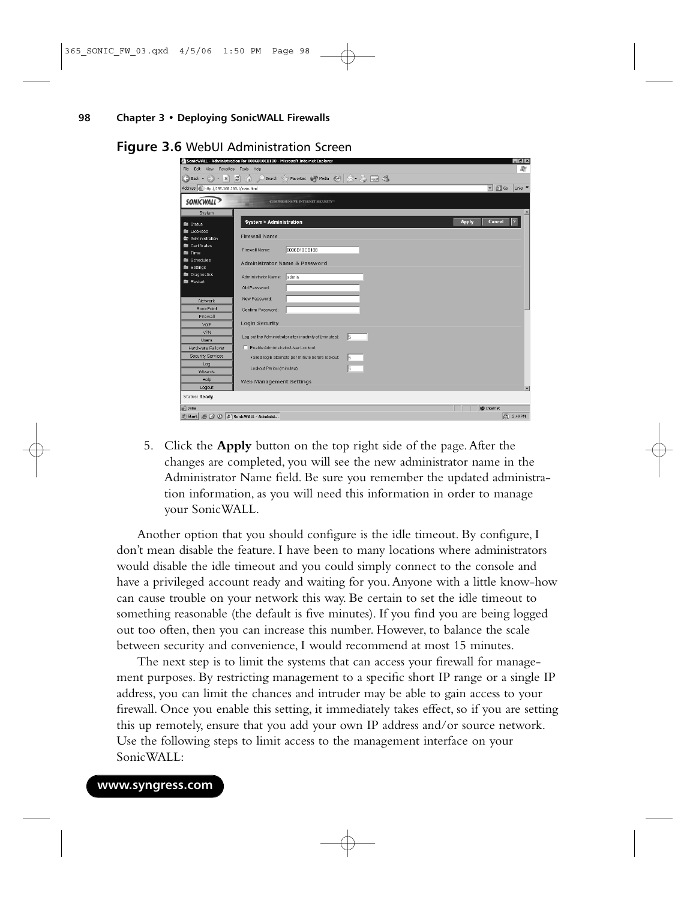**Figure 3.6** WebUI Administration Screen

5. Click the **Apply** button on the top right side of the page. After the changes are completed, you will see the new administrator name in the Administrator Name field. Be sure you remember the updated administration information, as you will need this information in order to manage your SonicWALL.

Another option that you should configure is the idle timeout. By configure, I don't mean disable the feature. I have been to many locations where administrators would disable the idle timeout and you could simply connect to the console and have a privileged account ready and waiting for you. Anyone with a little know-how can cause trouble on your network this way. Be certain to set the idle timeout to something reasonable (the default is five minutes). If you find you are being logged out too often, then you can increase this number. However, to balance the scale between security and convenience, I would recommend at most 15 minutes.

The next step is to limit the systems that can access your firewall for management purposes. By restricting management to a specific short IP range or a single IP address, you can limit the chances and intruder may be able to gain access to your firewall. Once you enable this setting, it immediately takes effect, so if you are setting this up remotely, ensure that you add your own IP address and/or source network. Use the following steps to limit access to the management interface on your SonicWALL: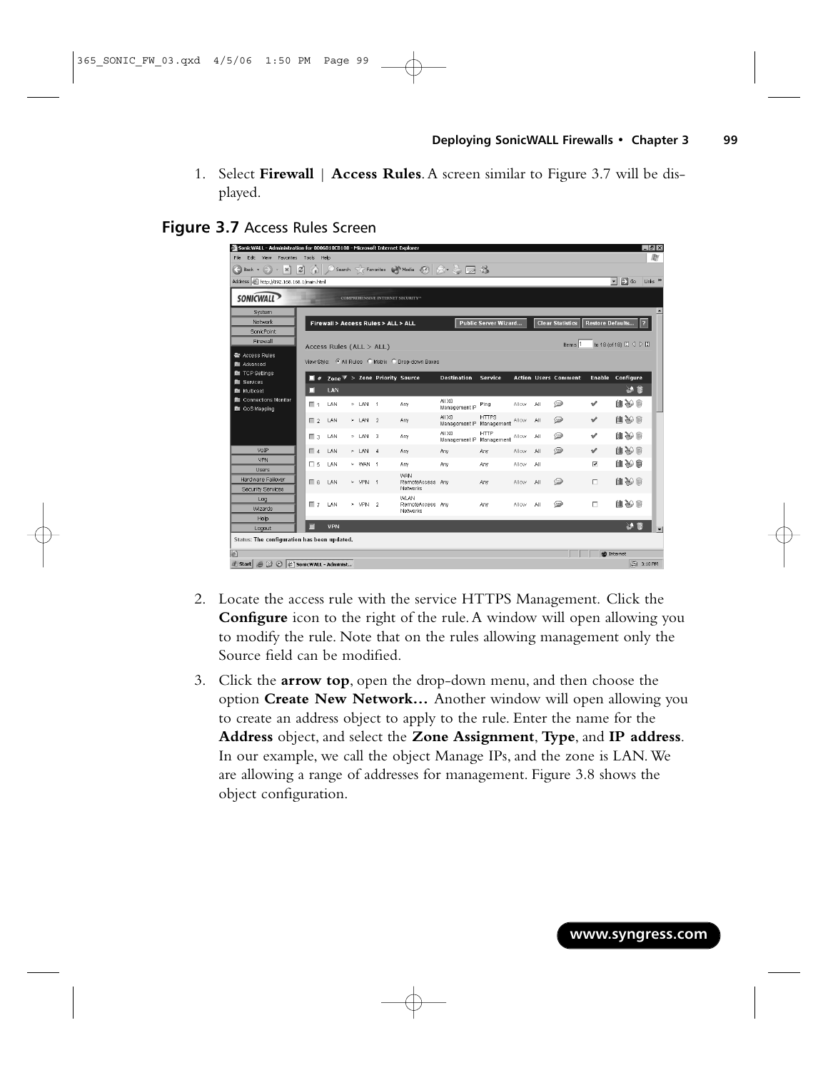1. Select **Firewall** | **Access Rules**. A screen similar to Figure 3.7 will be displayed.

**Figure 3.7** Access Rules Screen

2. Locate the access rule with the service HTTPS Management. Click the **Configure** icon to the right of the rule. A window will open allowing you to modify the rule. Note that on the rules allowing management only the Source field can be modified.

3. Click the **arrow top**, open the drop-down menu, and then choose the option **Create New Network…** Another window will open allowing you to create an address object to apply to the rule. Enter the name for the **Address** object, and select the **Zone Assignment**, **Type**, and **IP address**. In our example, we call the object Manage IPs, and the zone is LAN. We are allowing a range of addresses for management. Figure 3.8 shows the object configuration.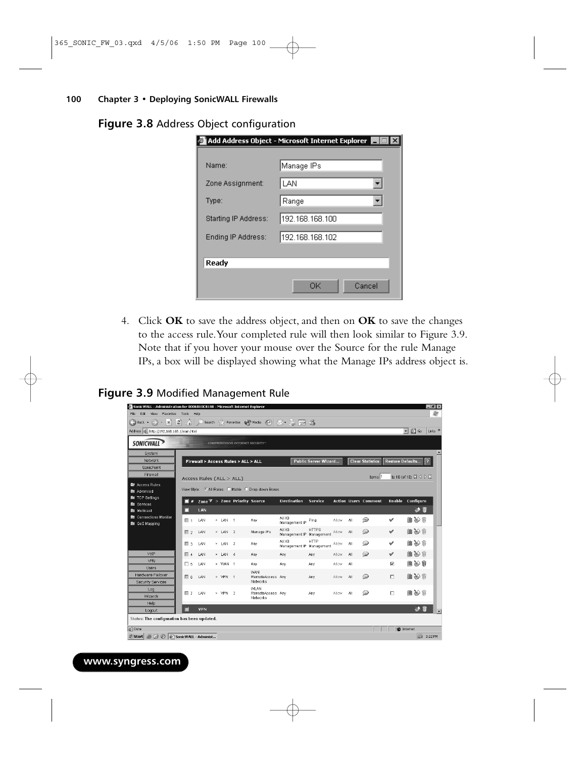**Figure 3.8** Address Object configuration

4. Click **OK** to save the address object, and then on **OK** to save the changes to the access rule. Your completed rule will then look similar to Figure 3.9. Note that if you hover your mouse over the Source for the rule Manage IPs, a box will be displayed showing what the Manage IPs address object is.

**Figure 3.9** Modified Management Rule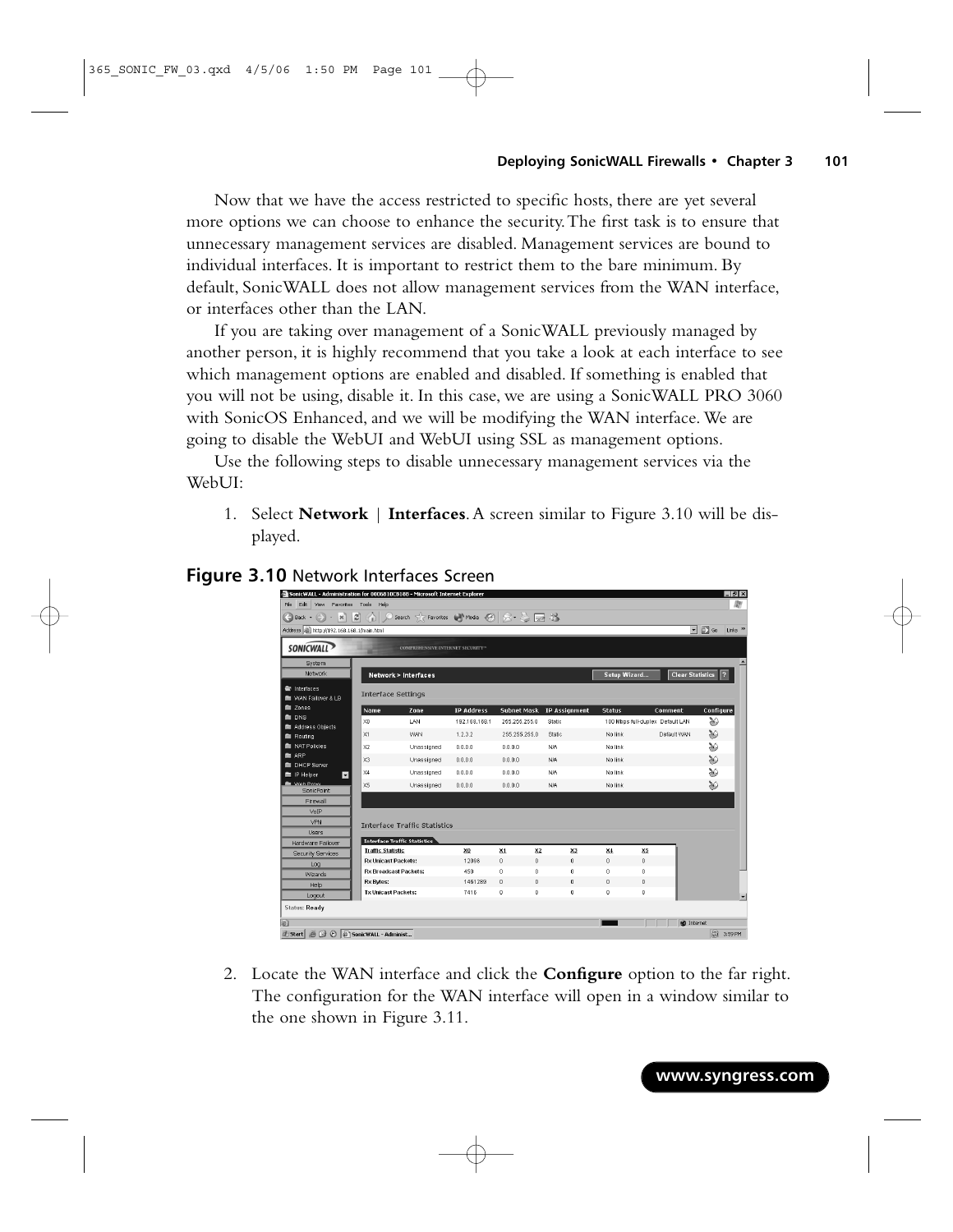Now that we have the access restricted to specific hosts, there are yet several more options we can choose to enhance the security. The first task is to ensure that unnecessary management services are disabled. Management services are bound to individual interfaces. It is important to restrict them to the bare minimum. By default, SonicWALL does not allow management services from the WAN interface, or interfaces other than the LAN.

If you are taking over management of a SonicWALL previously managed by another person, it is highly recommend that you take a look at each interface to see which management options are enabled and disabled. If something is enabled that you will not be using, disable it. In this case, we are using a SonicWALL PRO 3060 with SonicOS Enhanced, and we will be modifying the WAN interface. We are going to disable the WebUI and WebUI using SSL as management options.

Use the following steps to disable unnecessary management services via the WebUI:

1. Select **Network** | **Interfaces**. A screen similar to Figure 3.10 will be displayed.

**Figure 3.10** Network Interfaces Screen

2. Locate the WAN interface and click the **Configure** option to the far right. The configuration for the WAN interface will open in a window similar to the one shown in Figure 3.11.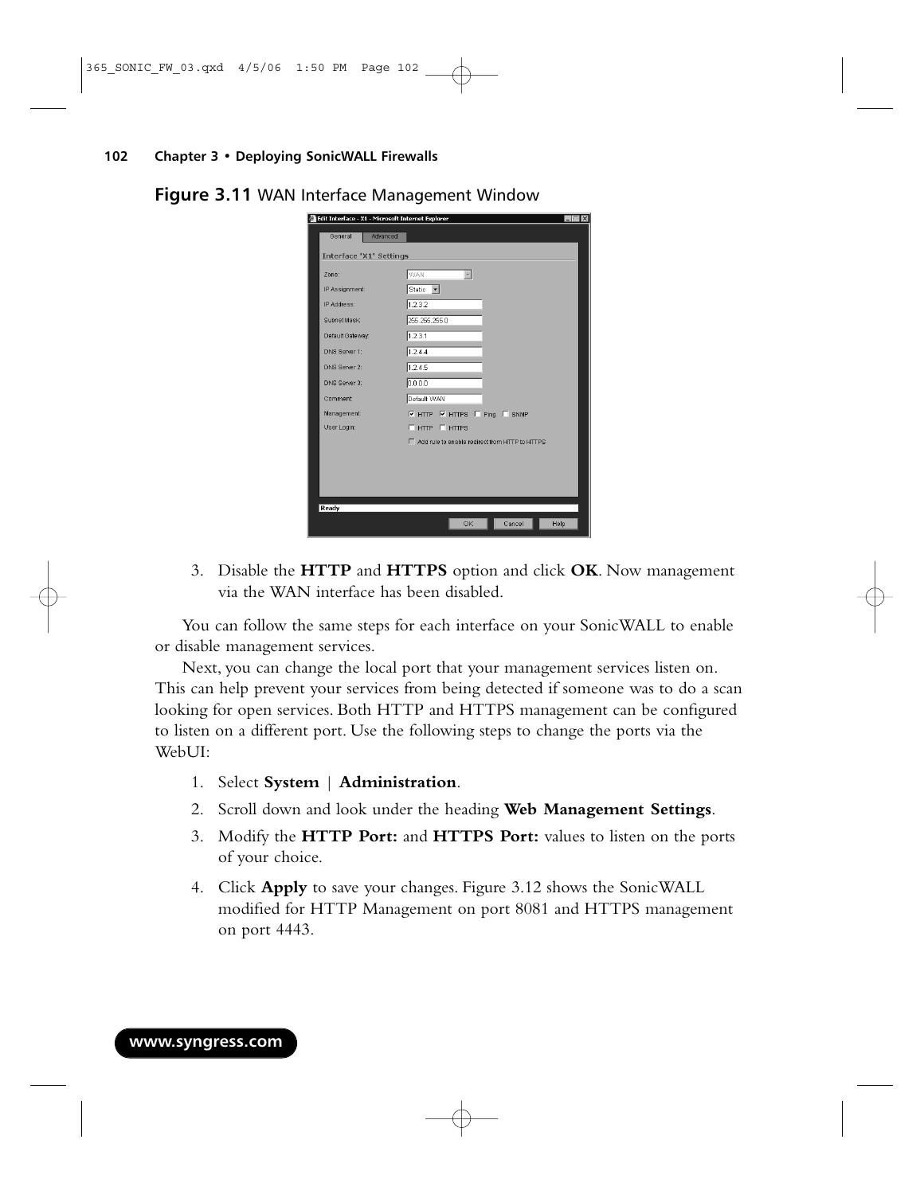**Figure 3.11** WAN Interface Management Window

3. Disable the **HTTP** and **HTTPS** option and click **OK**. Now management via the WAN interface has been disabled.

You can follow the same steps for each interface on your SonicWALL to enable or disable management services.

Next, you can change the local port that your management services listen on. This can help prevent your services from being detected if someone was to do a scan looking for open services. Both HTTP and HTTPS management can be configured to listen on a different port. Use the following steps to change the ports via the WebUI:

1. Select **System** | **Administration**.
2. Scroll down and look under the heading **Web Management Settings**.
3. Modify the **HTTP Port:** and **HTTPS Port:** values to listen on the ports of your choice.
4. Click **Apply** to save your changes. Figure 3.12 shows the SonicWALL modified for HTTP Management on port 8081 and HTTPS management on port 4443.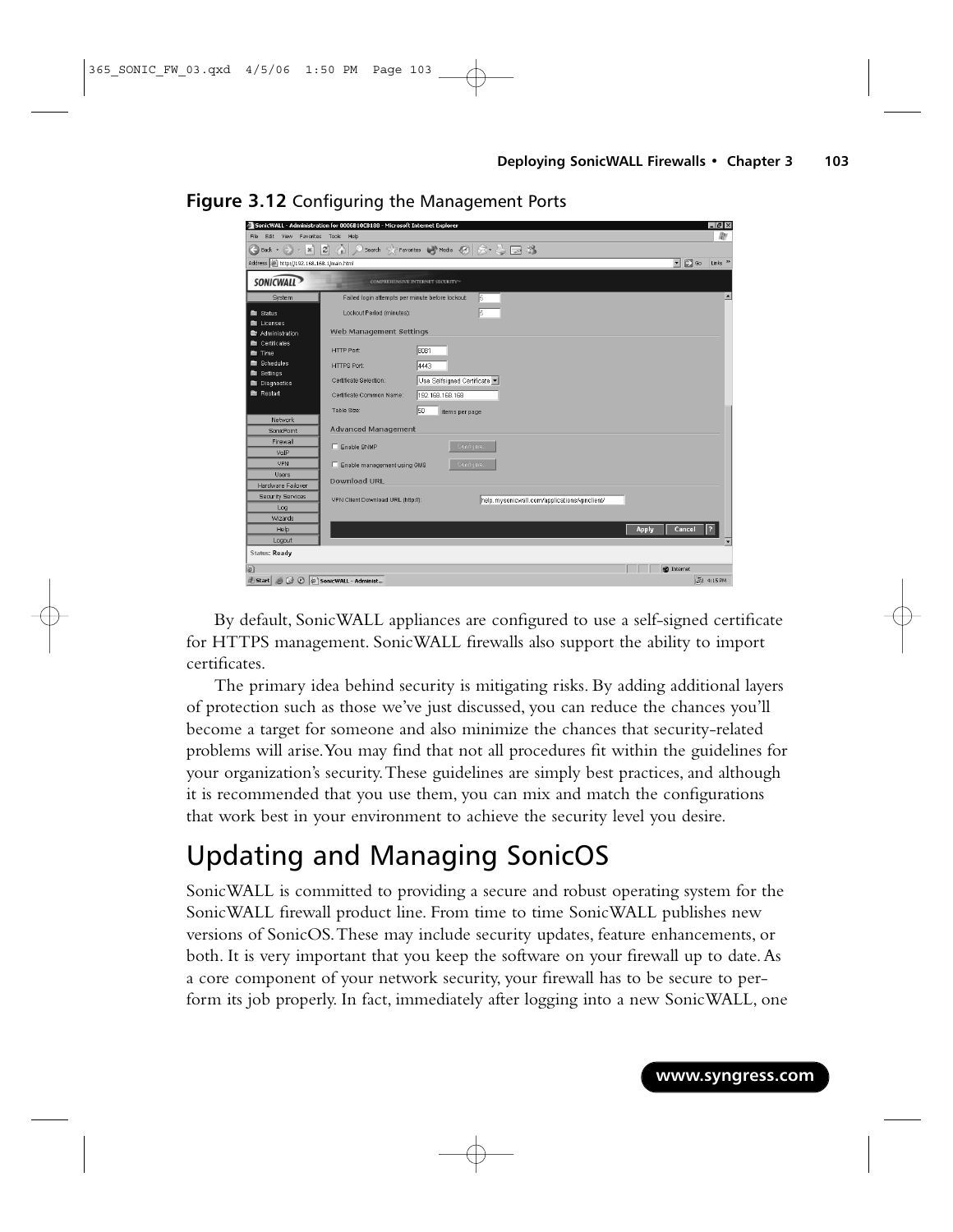**Figure 3.12** Configuring the Management Ports

By default, SonicWALL appliances are configured to use a self-signed certificate for HTTPS management. SonicWALL firewalls also support the ability to import certificates.

The primary idea behind security is mitigating risks. By adding additional layers of protection such as those we've just discussed, you can reduce the chances you'll become a target for someone and also minimize the chances that security-related problems will arise. You may find that not all procedures fit within the guidelines for your organization's security. These guidelines are simply best practices, and although it is recommended that you use them, you can mix and match the configurations that work best in your environment to achieve the security level you desire.

# Updating and Managing SonicOS

SonicWALL is committed to providing a secure and robust operating system for the SonicWALL firewall product line. From time to time SonicWALL publishes new versions of SonicOS. These may include security updates, feature enhancements, or both. It is very important that you keep the software on your firewall up to date. As a core component of your network security, your firewall has to be secure to perform its job properly. In fact, immediately after logging into a new SonicWALL, one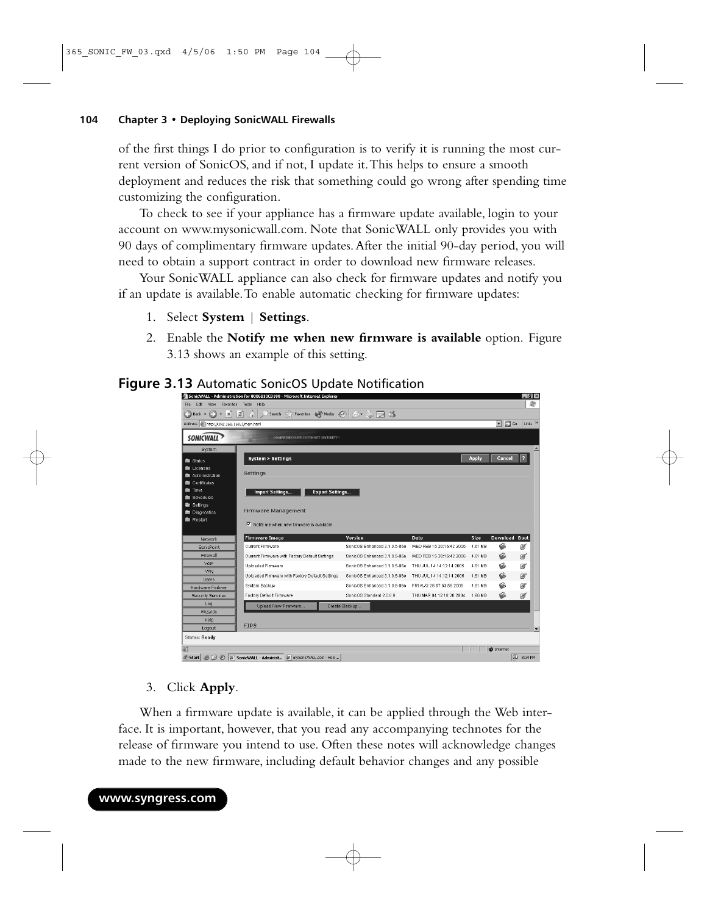of the first things I do prior to configuration is to verify it is running the most current version of SonicOS, and if not, I update it. This helps to ensure a smooth deployment and reduces the risk that something could go wrong after spending time customizing the configuration.

To check to see if your appliance has a firmware update available, login to your account on www.mysonicwall.com. Note that SonicWALL only provides you with 90 days of complimentary firmware updates. After the initial 90-day period, you will need to obtain a support contract in order to download new firmware releases.

Your SonicWALL appliance can also check for firmware updates and notify you if an update is available. To enable automatic checking for firmware updates:

1. Select **System** | **Settings**.
2. Enable the **Notify me when new firmware is available** option. Figure 3.13 shows an example of this setting.

**Figure 3.13** Automatic SonicOS Update Notification

3. Click **Apply**.

When a firmware update is available, it can be applied through the Web interface. It is important, however, that you read any accompanying technotes for the release of firmware you intend to use. Often these notes will acknowledge changes made to the new firmware, including default behavior changes and any possible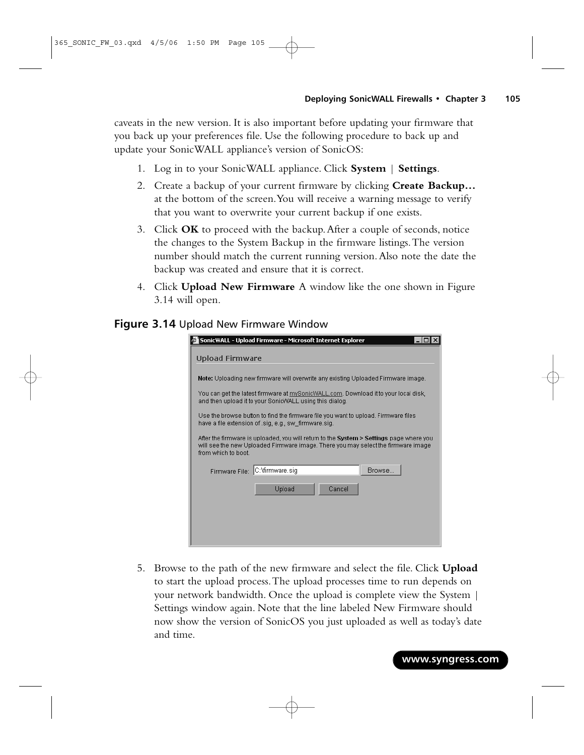caveats in the new version. It is also important before updating your firmware that you back up your preferences file. Use the following procedure to back up and update your SonicWALL appliance's version of SonicOS:

1. Log in to your SonicWALL appliance. Click **System** | **Settings**.
2. Create a backup of your current firmware by clicking **Create Backup…** at the bottom of the screen. You will receive a warning message to verify that you want to overwrite your current backup if one exists.
3. Click **OK** to proceed with the backup. After a couple of seconds, notice the changes to the System Backup in the firmware listings. The version number should match the current running version. Also note the date the backup was created and ensure that it is correct.
4. Click **Upload New Firmware** A window like the one shown in Figure 3.14 will open.

**Figure 3.14** Upload New Firmware Window

5. Browse to the path of the new firmware and select the file. Click **Upload** to start the upload process. The upload processes time to run depends on your network bandwidth. Once the upload is complete view the System | Settings window again. Note that the line labeled New Firmware should now show the version of SonicOS you just uploaded as well as today's date and time.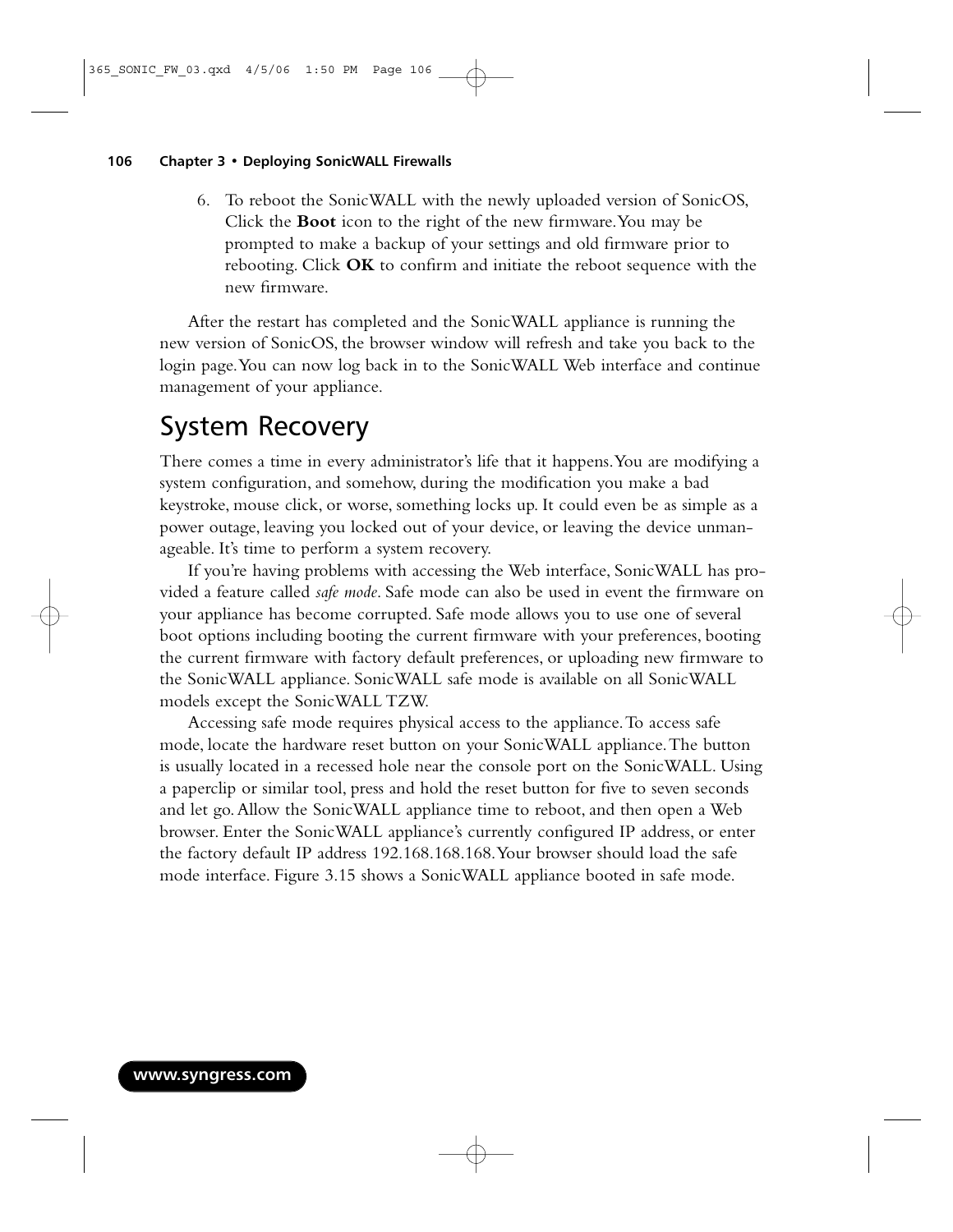6. To reboot the SonicWALL with the newly uploaded version of SonicOS, Click the **Boot** icon to the right of the new firmware. You may be prompted to make a backup of your settings and old firmware prior to rebooting. Click **OK** to confirm and initiate the reboot sequence with the new firmware.

After the restart has completed and the SonicWALL appliance is running the new version of SonicOS, the browser window will refresh and take you back to the login page. You can now log back in to the SonicWALL Web interface and continue management of your appliance.

## System Recovery

There comes a time in every administrator's life that it happens. You are modifying a system configuration, and somehow, during the modification you make a bad keystroke, mouse click, or worse, something locks up. It could even be as simple as a power outage, leaving you locked out of your device, or leaving the device unmanageable. It's time to perform a system recovery.

If you're having problems with accessing the Web interface, SonicWALL has provided a feature called *safe mode*. Safe mode can also be used in event the firmware on your appliance has become corrupted. Safe mode allows you to use one of several boot options including booting the current firmware with your preferences, booting the current firmware with factory default preferences, or uploading new firmware to the SonicWALL appliance. SonicWALL safe mode is available on all SonicWALL models except the SonicWALL TZW.

Accessing safe mode requires physical access to the appliance. To access safe mode, locate the hardware reset button on your SonicWALL appliance. The button is usually located in a recessed hole near the console port on the SonicWALL. Using a paperclip or similar tool, press and hold the reset button for five to seven seconds and let go. Allow the SonicWALL appliance time to reboot, and then open a Web browser. Enter the SonicWALL appliance's currently configured IP address, or enter the factory default IP address 192.168.168.168. Your browser should load the safe mode interface. Figure 3.15 shows a SonicWALL appliance booted in safe mode.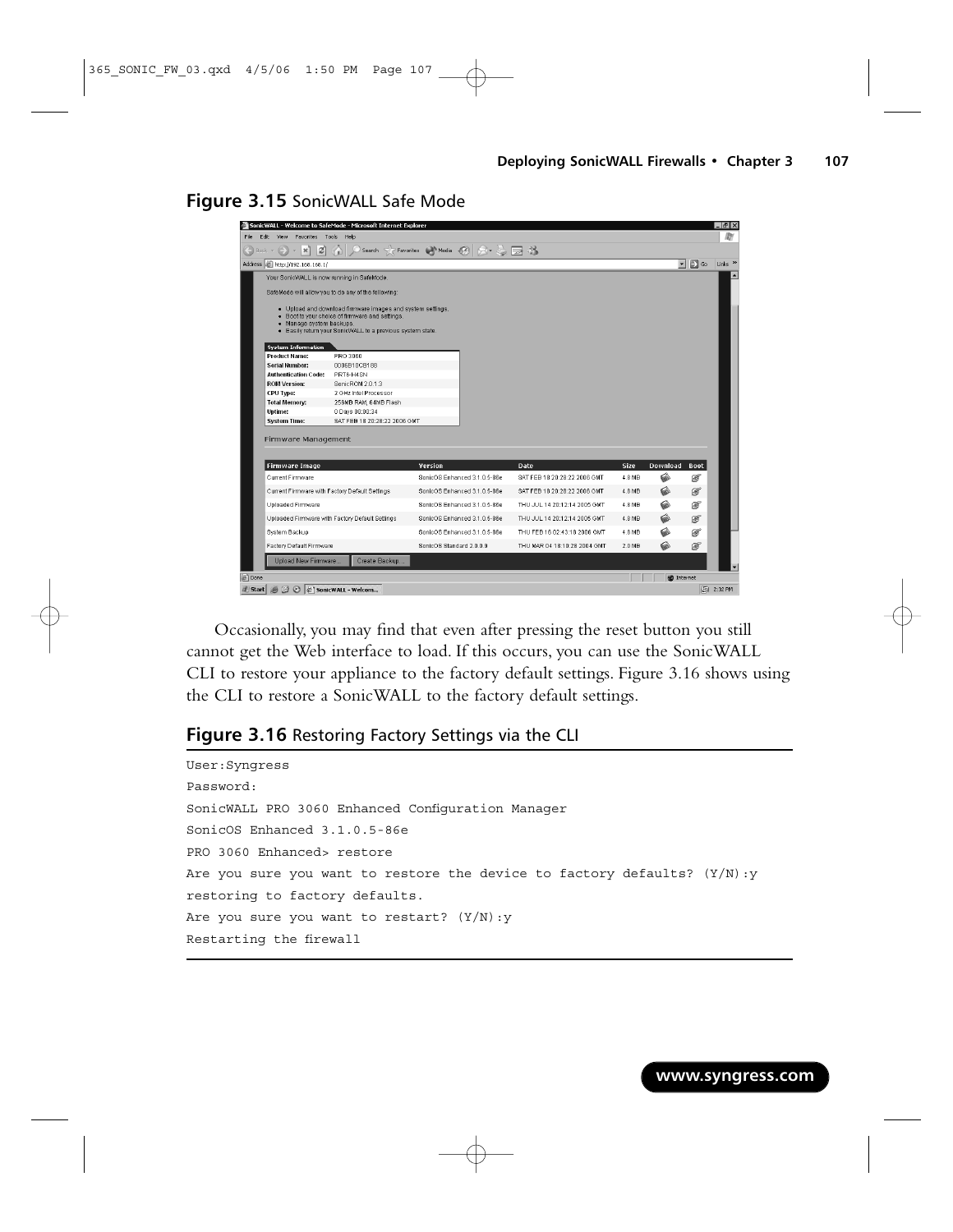**Figure 3.15** SonicWALL Safe Mode

Occasionally, you may find that even after pressing the reset button you still cannot get the Web interface to load. If this occurs, you can use the SonicWALL CLI to restore your appliance to the factory default settings. Figure 3.16 shows using the CLI to restore a SonicWALL to the factory default settings.

**Figure 3.16** Restoring Factory Settings via the CLI

```
User:Syngress
Password:
SonicWALL PRO 3060 Enhanced Configuration Manager
SonicOS Enhanced 3.1.0.5-86e
PRO 3060 Enhanced> restore
Are you sure you want to restore the device to factory defaults? (Y/N):y
restoring to factory defaults.
Are you sure you want to restart? (Y/N):y
Restarting the firewall
```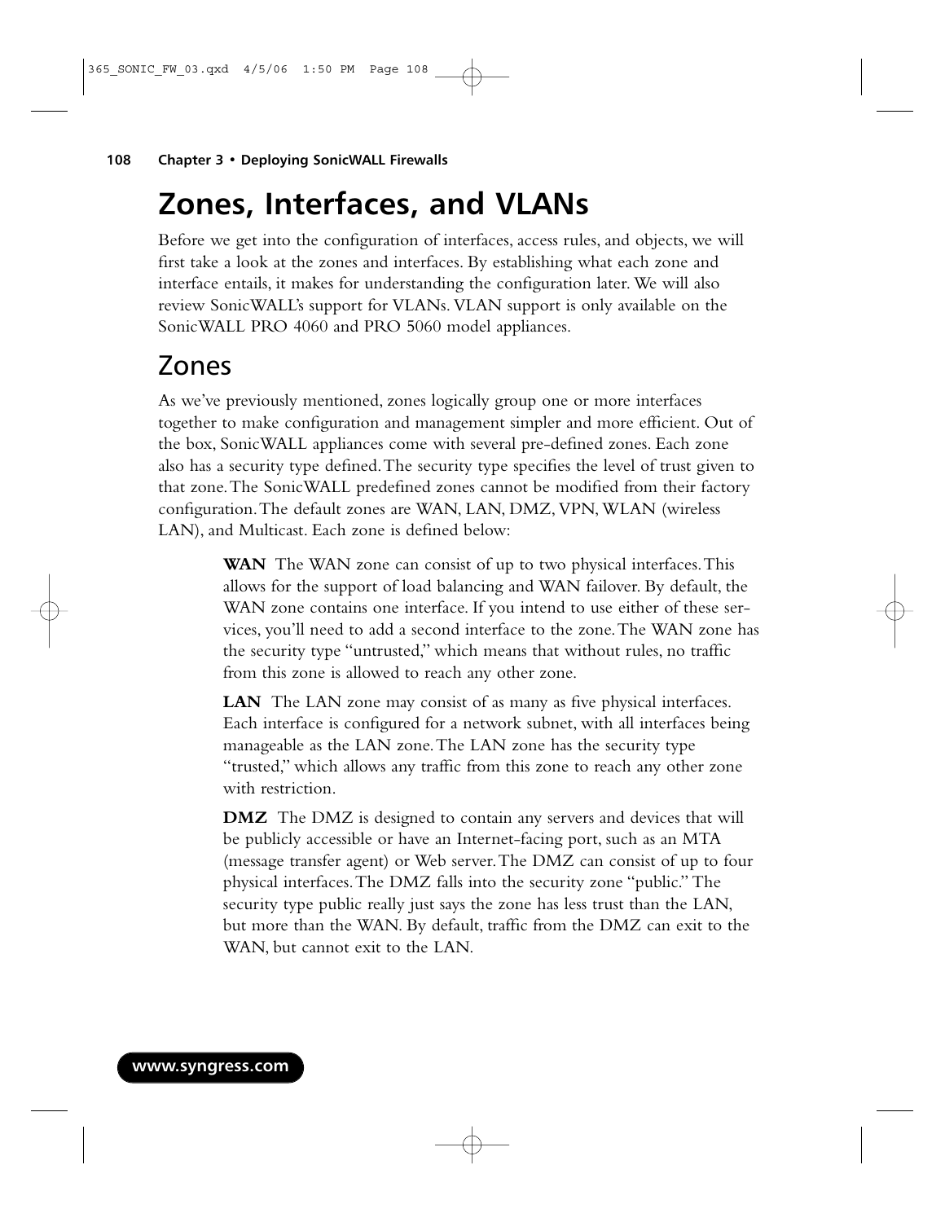# Zones, Interfaces, and VLANs

Before we get into the configuration of interfaces, access rules, and objects, we will first take a look at the zones and interfaces. By establishing what each zone and interface entails, it makes for understanding the configuration later. We will also review SonicWALL's support for VLANs. VLAN support is only available on the SonicWALL PRO 4060 and PRO 5060 model appliances.

## Zones

As we've previously mentioned, zones logically group one or more interfaces together to make configuration and management simpler and more efficient. Out of the box, SonicWALL appliances come with several pre-defined zones. Each zone also has a security type defined. The security type specifies the level of trust given to that zone. The SonicWALL predefined zones cannot be modified from their factory configuration. The default zones are WAN, LAN, DMZ, VPN, WLAN (wireless LAN), and Multicast. Each zone is defined below:

**WAN** The WAN zone can consist of up to two physical interfaces. This allows for the support of load balancing and WAN failover. By default, the WAN zone contains one interface. If you intend to use either of these services, you'll need to add a second interface to the zone. The WAN zone has the security type "untrusted," which means that without rules, no traffic from this zone is allowed to reach any other zone.

**LAN** The LAN zone may consist of as many as five physical interfaces. Each interface is configured for a network subnet, with all interfaces being manageable as the LAN zone. The LAN zone has the security type "trusted," which allows any traffic from this zone to reach any other zone with restriction.

**DMZ** The DMZ is designed to contain any servers and devices that will be publicly accessible or have an Internet-facing port, such as an MTA (message transfer agent) or Web server. The DMZ can consist of up to four physical interfaces. The DMZ falls into the security zone "public." The security type public really just says the zone has less trust than the LAN, but more than the WAN. By default, traffic from the DMZ can exit to the WAN, but cannot exit to the LAN.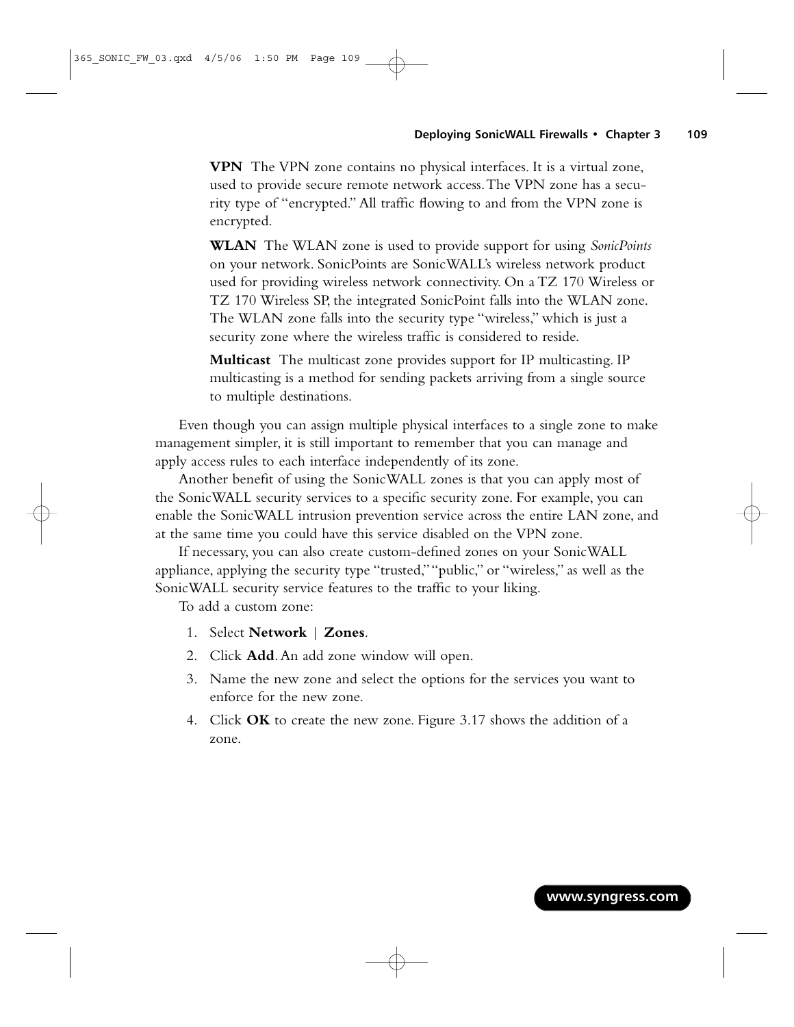**VPN** The VPN zone contains no physical interfaces. It is a virtual zone, used to provide secure remote network access. The VPN zone has a security type of "encrypted." All traffic flowing to and from the VPN zone is encrypted.

**WLAN** The WLAN zone is used to provide support for using *SonicPoints* on your network. SonicPoints are SonicWALL's wireless network product used for providing wireless network connectivity. On a TZ 170 Wireless or TZ 170 Wireless SP, the integrated SonicPoint falls into the WLAN zone. The WLAN zone falls into the security type "wireless," which is just a security zone where the wireless traffic is considered to reside.

**Multicast** The multicast zone provides support for IP multicasting. IP multicasting is a method for sending packets arriving from a single source to multiple destinations.

Even though you can assign multiple physical interfaces to a single zone to make management simpler, it is still important to remember that you can manage and apply access rules to each interface independently of its zone.

Another benefit of using the SonicWALL zones is that you can apply most of the SonicWALL security services to a specific security zone. For example, you can enable the SonicWALL intrusion prevention service across the entire LAN zone, and at the same time you could have this service disabled on the VPN zone.

If necessary, you can also create custom-defined zones on your SonicWALL appliance, applying the security type "trusted," "public," or "wireless," as well as the SonicWALL security service features to the traffic to your liking.

To add a custom zone:

1. Select **Network | Zones**.
2. Click **Add**. An add zone window will open.
3. Name the new zone and select the options for the services you want to enforce for the new zone.
4. Click **OK** to create the new zone. Figure 3.17 shows the addition of a zone.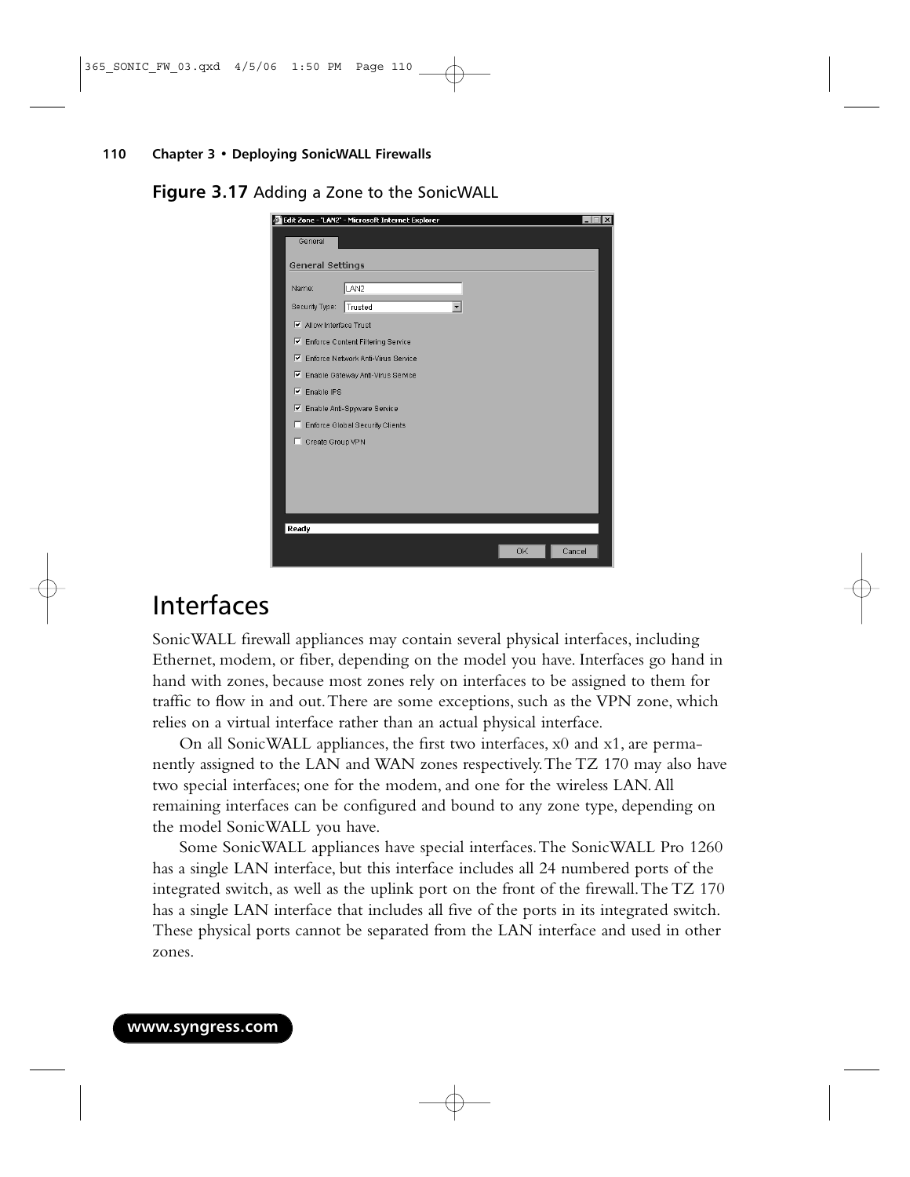**Figure 3.17** Adding a Zone to the SonicWALL

# Interfaces

SonicWALL firewall appliances may contain several physical interfaces, including Ethernet, modem, or fiber, depending on the model you have. Interfaces go hand in hand with zones, because most zones rely on interfaces to be assigned to them for traffic to flow in and out. There are some exceptions, such as the VPN zone, which relies on a virtual interface rather than an actual physical interface.

On all SonicWALL appliances, the first two interfaces, x0 and x1, are permanently assigned to the LAN and WAN zones respectively. The TZ 170 may also have two special interfaces; one for the modem, and one for the wireless LAN. All remaining interfaces can be configured and bound to any zone type, depending on the model SonicWALL you have.

Some SonicWALL appliances have special interfaces. The SonicWALL Pro 1260 has a single LAN interface, but this interface includes all 24 numbered ports of the integrated switch, as well as the uplink port on the front of the firewall. The TZ 170 has a single LAN interface that includes all five of the ports in its integrated switch. These physical ports cannot be separated from the LAN interface and used in other zones.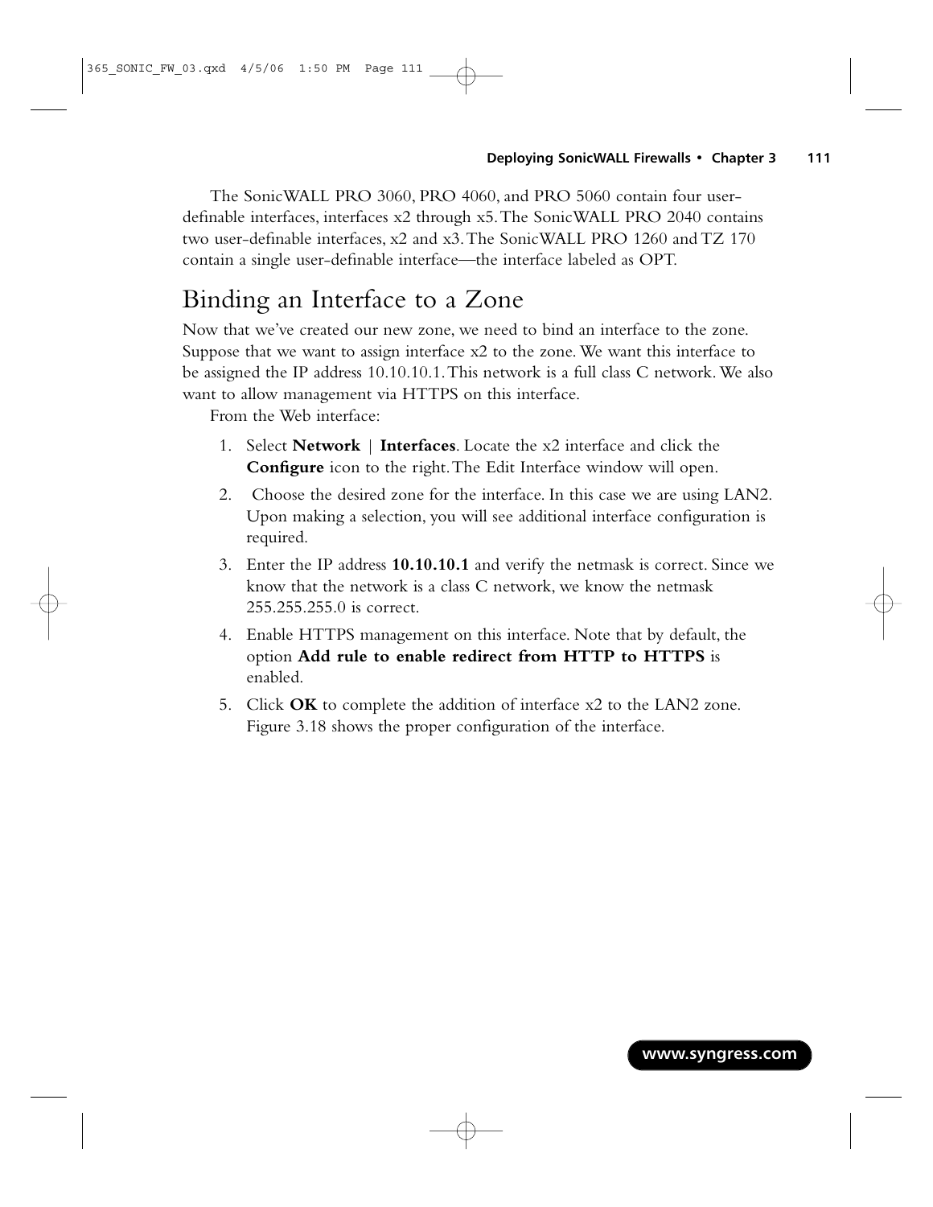The SonicWALL PRO 3060, PRO 4060, and PRO 5060 contain four user-definable interfaces, interfaces x2 through x5. The SonicWALL PRO 2040 contains two user-definable interfaces, x2 and x3. The SonicWALL PRO 1260 and TZ 170 contain a single user-definable interface—the interface labeled as OPT.

## Binding an Interface to a Zone

Now that we've created our new zone, we need to bind an interface to the zone. Suppose that we want to assign interface x2 to the zone. We want this interface to be assigned the IP address 10.10.10.1. This network is a full class C network. We also want to allow management via HTTPS on this interface.

From the Web interface:

1. Select **Network | Interfaces**. Locate the x2 interface and click the **Configure** icon to the right. The Edit Interface window will open.
2. Choose the desired zone for the interface. In this case we are using LAN2. Upon making a selection, you will see additional interface configuration is required.
3. Enter the IP address **10.10.10.1** and verify the netmask is correct. Since we know that the network is a class C network, we know the netmask 255.255.255.0 is correct.
4. Enable HTTPS management on this interface. Note that by default, the option **Add rule to enable redirect from HTTP to HTTPS** is enabled.
5. Click **OK** to complete the addition of interface x2 to the LAN2 zone. Figure 3.18 shows the proper configuration of the interface.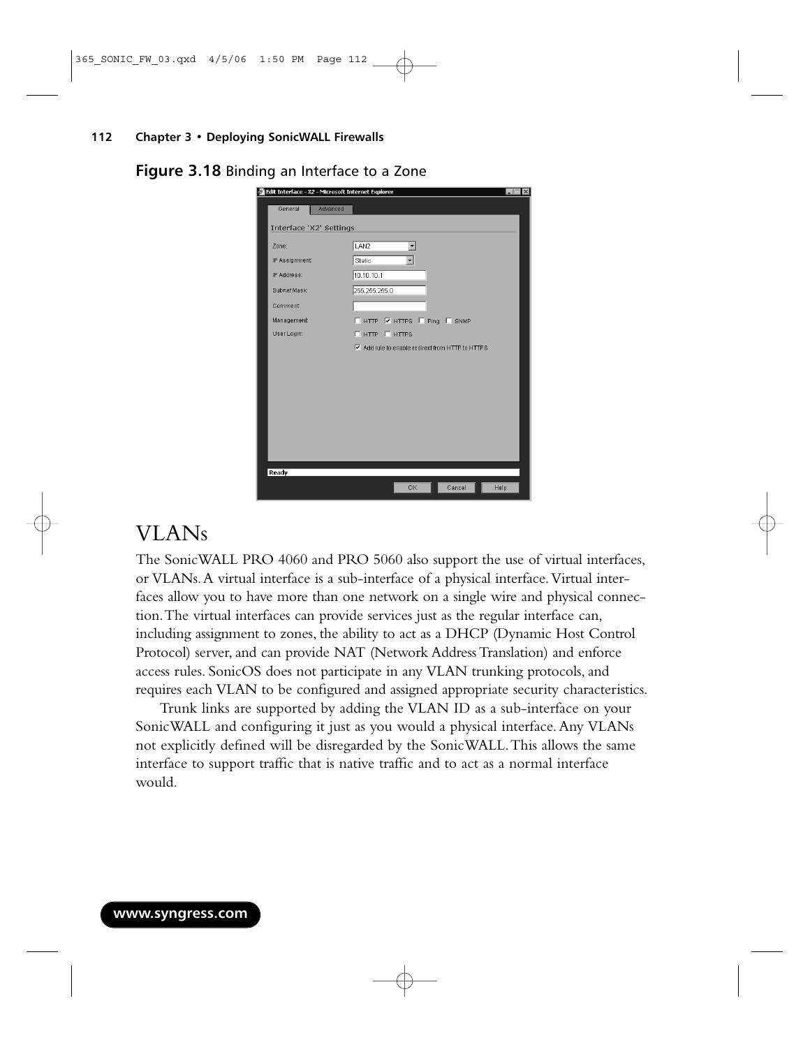**Figure 3.18** Binding an Interface to a Zone

# VLANs

The SonicWALL PRO 4060 and PRO 5060 also support the use of virtual interfaces, or VLANs. A virtual interface is a sub-interface of a physical interface. Virtual interfaces allow you to have more than one network on a single wire and physical connection. The virtual interfaces can provide services just as the regular interface can, including assignment to zones, the ability to act as a DHCP (Dynamic Host Control Protocol) server, and can provide NAT (Network Address Translation) and enforce access rules. SonicOS does not participate in any VLAN trunking protocols, and requires each VLAN to be configured and assigned appropriate security characteristics.

Trunk links are supported by adding the VLAN ID as a sub-interface on your SonicWALL and configuring it just as you would a physical interface. Any VLANs not explicitly defined will be disregarded by the SonicWALL. This allows the same interface to support traffic that is native traffic and to act as a normal interface would.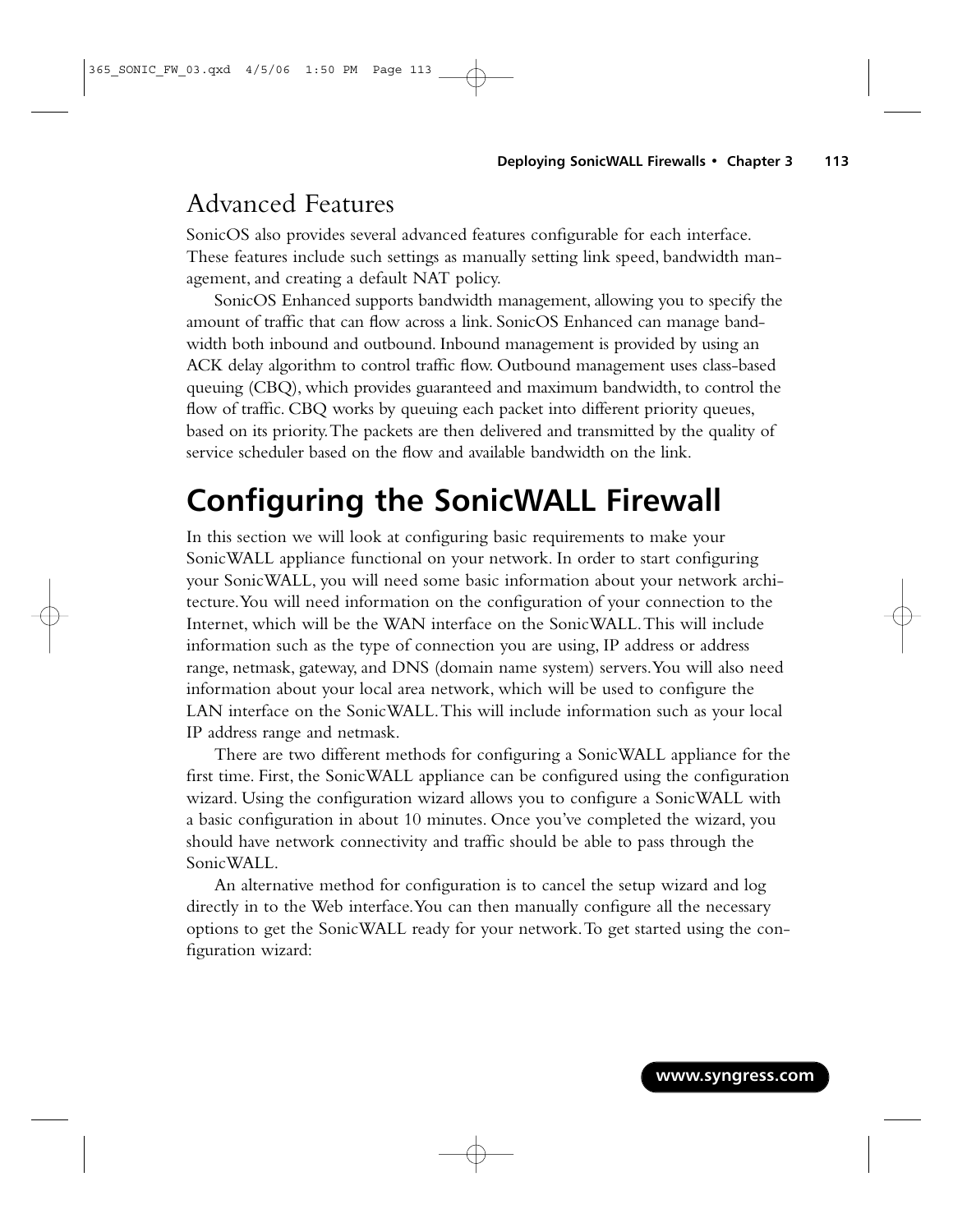## Advanced Features

SonicOS also provides several advanced features configurable for each interface. These features include such settings as manually setting link speed, bandwidth management, and creating a default NAT policy.

SonicOS Enhanced supports bandwidth management, allowing you to specify the amount of traffic that can flow across a link. SonicOS Enhanced can manage bandwidth both inbound and outbound. Inbound management is provided by using an ACK delay algorithm to control traffic flow. Outbound management uses class-based queuing (CBQ), which provides guaranteed and maximum bandwidth, to control the flow of traffic. CBQ works by queuing each packet into different priority queues, based on its priority. The packets are then delivered and transmitted by the quality of service scheduler based on the flow and available bandwidth on the link.

# Configuring the SonicWALL Firewall

In this section we will look at configuring basic requirements to make your SonicWALL appliance functional on your network. In order to start configuring your SonicWALL, you will need some basic information about your network architecture. You will need information on the configuration of your connection to the Internet, which will be the WAN interface on the SonicWALL. This will include information such as the type of connection you are using, IP address or address range, netmask, gateway, and DNS (domain name system) servers. You will also need information about your local area network, which will be used to configure the LAN interface on the SonicWALL. This will include information such as your local IP address range and netmask.

There are two different methods for configuring a SonicWALL appliance for the first time. First, the SonicWALL appliance can be configured using the configuration wizard. Using the configuration wizard allows you to configure a SonicWALL with a basic configuration in about 10 minutes. Once you've completed the wizard, you should have network connectivity and traffic should be able to pass through the SonicWALL.

An alternative method for configuration is to cancel the setup wizard and log directly in to the Web interface. You can then manually configure all the necessary options to get the SonicWALL ready for your network. To get started using the configuration wizard: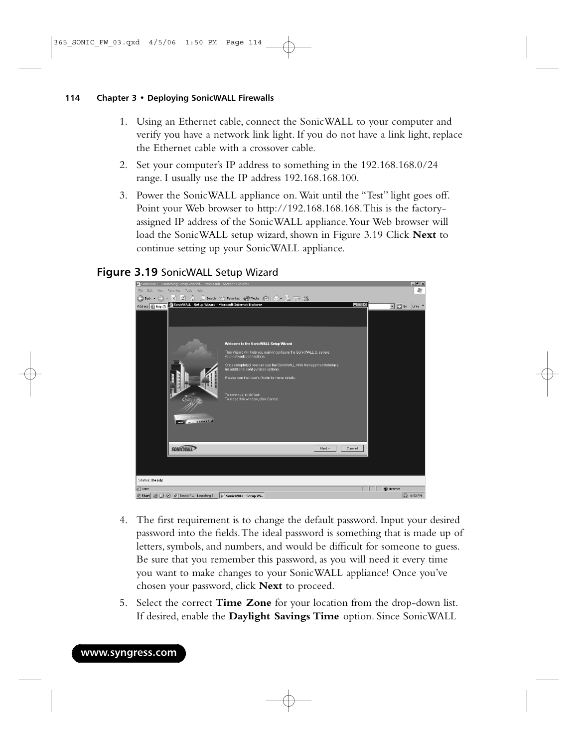1. Using an Ethernet cable, connect the SonicWALL to your computer and verify you have a network link light. If you do not have a link light, replace the Ethernet cable with a crossover cable.
2. Set your computer's IP address to something in the 192.168.168.0/24 range. I usually use the IP address 192.168.168.100.
3. Power the SonicWALL appliance on. Wait until the "Test" light goes off. Point your Web browser to http://192.168.168.168. This is the factory-assigned IP address of the SonicWALL appliance. Your Web browser will load the SonicWALL setup wizard, shown in Figure 3.19 Click **Next** to continue setting up your SonicWALL appliance.

**Figure 3.19** SonicWALL Setup Wizard

4. The first requirement is to change the default password. Input your desired password into the fields. The ideal password is something that is made up of letters, symbols, and numbers, and would be difficult for someone to guess. Be sure that you remember this password, as you will need it every time you want to make changes to your SonicWALL appliance! Once you've chosen your password, click **Next** to proceed.
5. Select the correct **Time Zone** for your location from the drop-down list. If desired, enable the **Daylight Savings Time** option. Since SonicWALL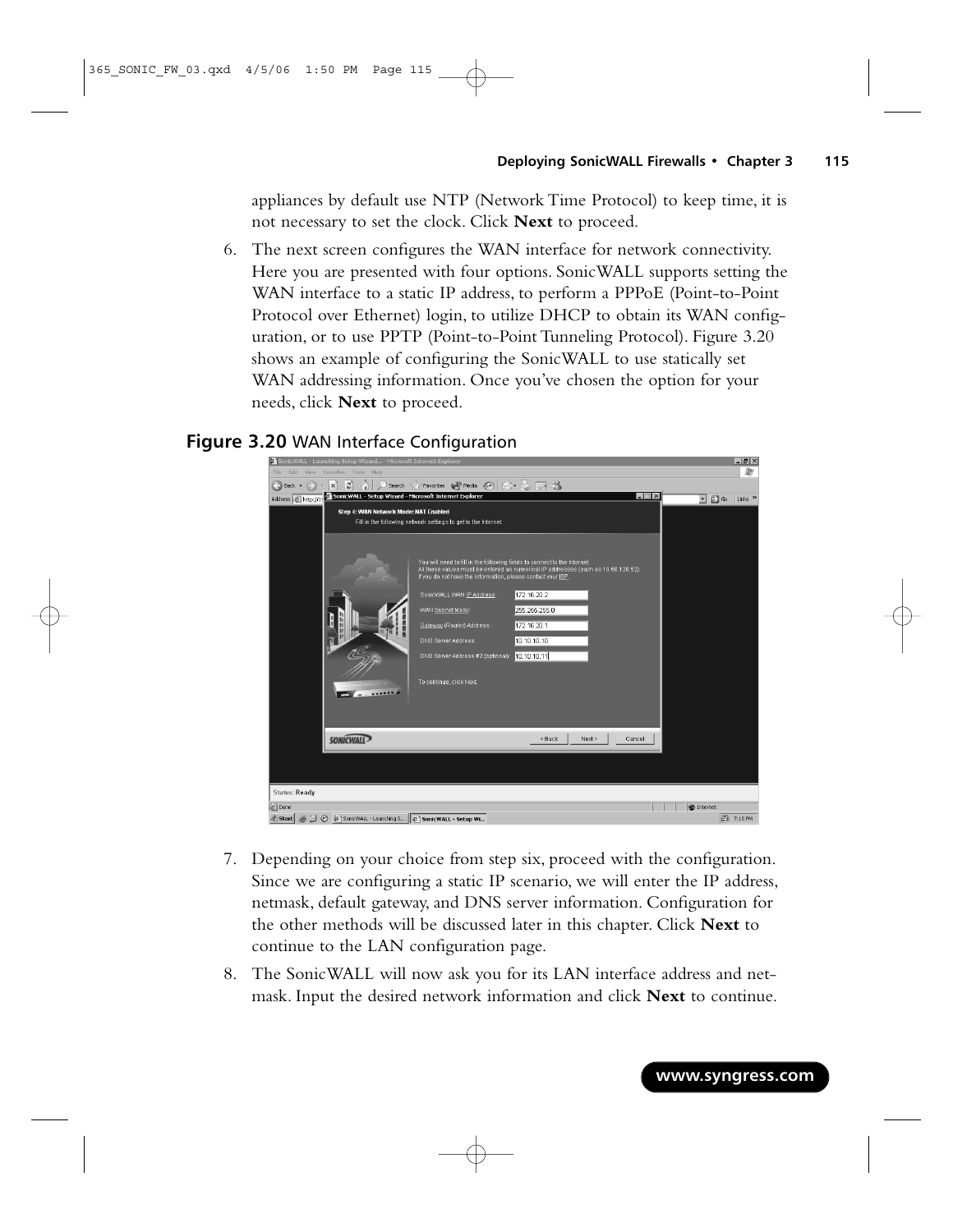appliances by default use NTP (Network Time Protocol) to keep time, it is not necessary to set the clock. Click **Next** to proceed.

6. The next screen configures the WAN interface for network connectivity. Here you are presented with four options. SonicWALL supports setting the WAN interface to a static IP address, to perform a PPPoE (Point-to-Point Protocol over Ethernet) login, to utilize DHCP to obtain its WAN configuration, or to use PPTP (Point-to-Point Tunneling Protocol). Figure 3.20 shows an example of configuring the SonicWALL to use statically set WAN addressing information. Once you've chosen the option for your needs, click **Next** to proceed.

**Figure 3.20** WAN Interface Configuration

7. Depending on your choice from step six, proceed with the configuration. Since we are configuring a static IP scenario, we will enter the IP address, netmask, default gateway, and DNS server information. Configuration for the other methods will be discussed later in this chapter. Click **Next** to continue to the LAN configuration page.

8. The SonicWALL will now ask you for its LAN interface address and netmask. Input the desired network information and click **Next** to continue.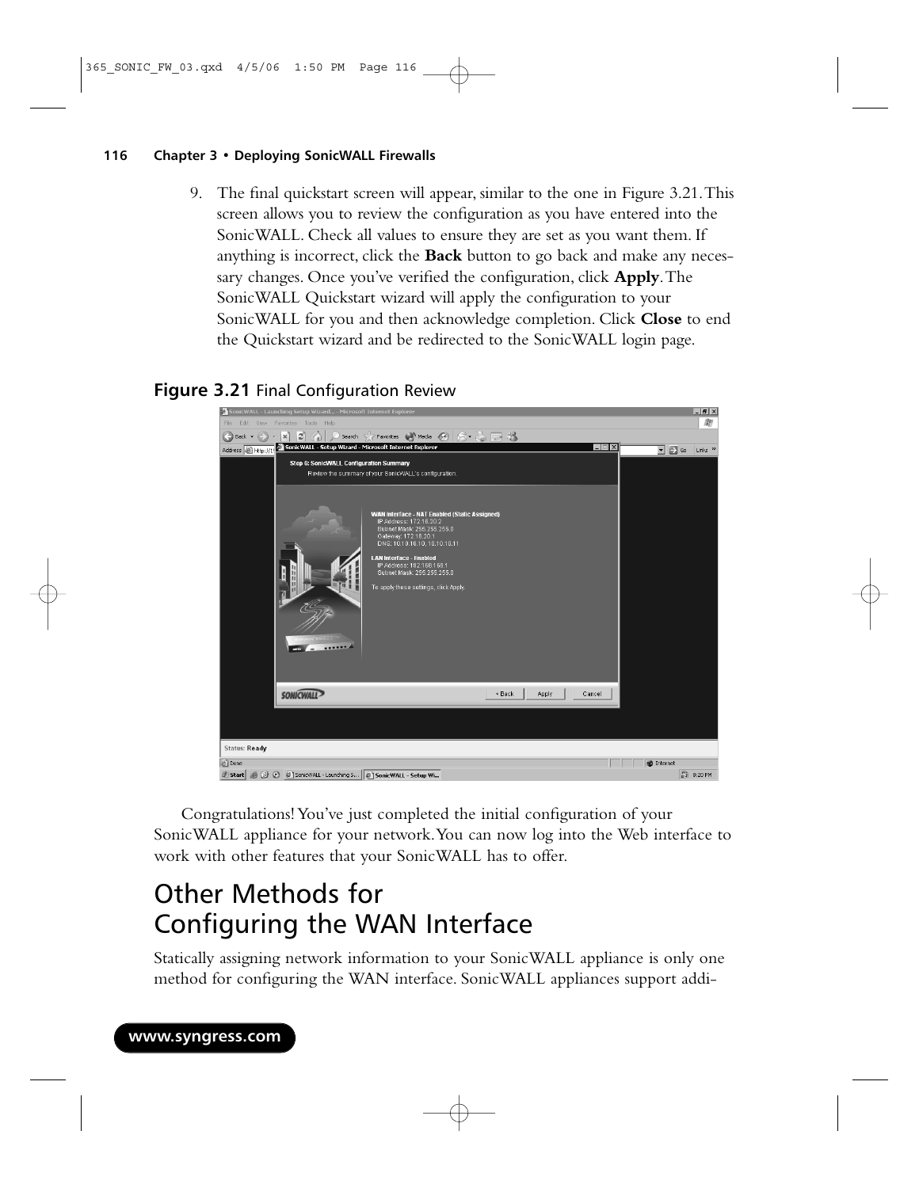9. The final quickstart screen will appear, similar to the one in Figure 3.21. This screen allows you to review the configuration as you have entered into the SonicWALL. Check all values to ensure they are set as you want them. If anything is incorrect, click the **Back** button to go back and make any necessary changes. Once you've verified the configuration, click **Apply**. The SonicWALL Quickstart wizard will apply the configuration to your SonicWALL for you and then acknowledge completion. Click **Close** to end the Quickstart wizard and be redirected to the SonicWALL login page.

**Figure 3.21** Final Configuration Review

Congratulations! You've just completed the initial configuration of your SonicWALL appliance for your network. You can now log into the Web interface to work with other features that your SonicWALL has to offer.

# Other Methods for Configuring the WAN Interface

Statically assigning network information to your SonicWALL appliance is only one method for configuring the WAN interface. SonicWALL appliances support addi-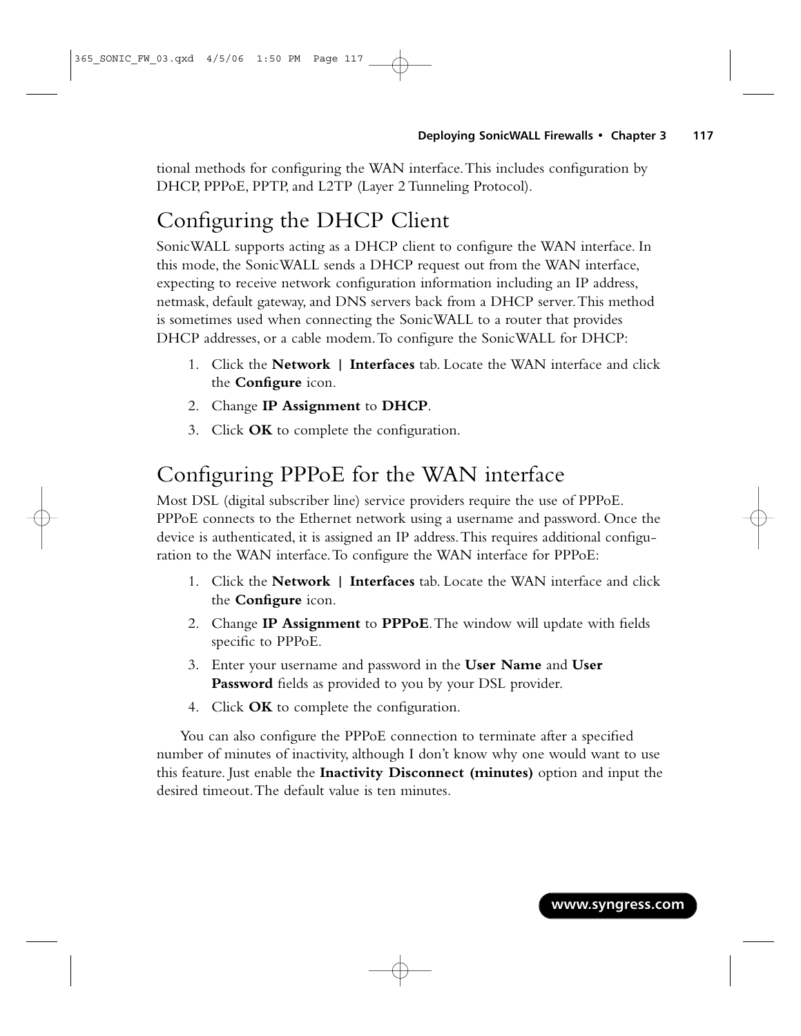tional methods for configuring the WAN interface. This includes configuration by DHCP, PPPoE, PPTP, and L2TP (Layer 2 Tunneling Protocol).

## Configuring the DHCP Client

SonicWALL supports acting as a DHCP client to configure the WAN interface. In this mode, the SonicWALL sends a DHCP request out from the WAN interface, expecting to receive network configuration information including an IP address, netmask, default gateway, and DNS servers back from a DHCP server. This method is sometimes used when connecting the SonicWALL to a router that provides DHCP addresses, or a cable modem. To configure the SonicWALL for DHCP:

1. Click the **Network | Interfaces** tab. Locate the WAN interface and click the **Configure** icon.
2. Change **IP Assignment** to **DHCP**.
3. Click **OK** to complete the configuration.

## Configuring PPPoE for the WAN interface

Most DSL (digital subscriber line) service providers require the use of PPPoE. PPPoE connects to the Ethernet network using a username and password. Once the device is authenticated, it is assigned an IP address. This requires additional configuration to the WAN interface. To configure the WAN interface for PPPoE:

1. Click the **Network | Interfaces** tab. Locate the WAN interface and click the **Configure** icon.
2. Change **IP Assignment** to **PPPoE**. The window will update with fields specific to PPPoE.
3. Enter your username and password in the **User Name** and **User Password** fields as provided to you by your DSL provider.
4. Click **OK** to complete the configuration.

You can also configure the PPPoE connection to terminate after a specified number of minutes of inactivity, although I don't know why one would want to use this feature. Just enable the **Inactivity Disconnect (minutes)** option and input the desired timeout. The default value is ten minutes.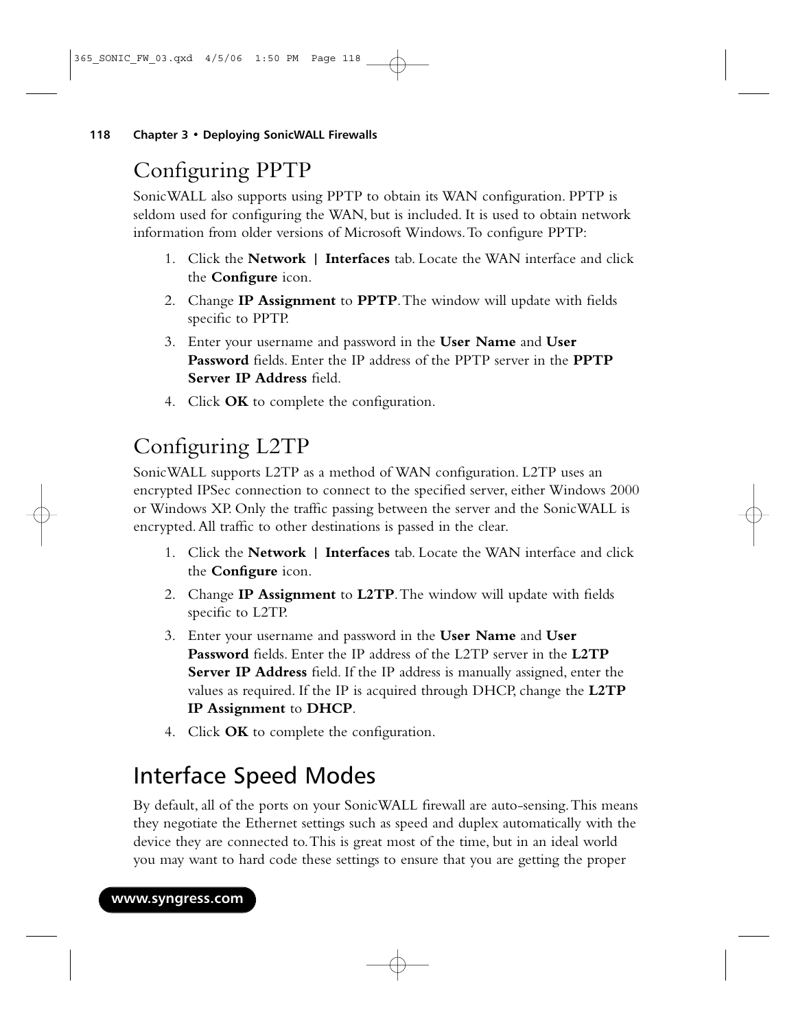## Configuring PPTP

SonicWALL also supports using PPTP to obtain its WAN configuration. PPTP is seldom used for configuring the WAN, but is included. It is used to obtain network information from older versions of Microsoft Windows. To configure PPTP:

1. Click the **Network | Interfaces** tab. Locate the WAN interface and click the **Configure** icon.
2. Change **IP Assignment** to **PPTP**. The window will update with fields specific to PPTP.
3. Enter your username and password in the **User Name** and **User Password** fields. Enter the IP address of the PPTP server in the **PPTP Server IP Address** field.
4. Click **OK** to complete the configuration.

## Configuring L2TP

SonicWALL supports L2TP as a method of WAN configuration. L2TP uses an encrypted IPSec connection to connect to the specified server, either Windows 2000 or Windows XP. Only the traffic passing between the server and the SonicWALL is encrypted. All traffic to other destinations is passed in the clear.

1. Click the **Network | Interfaces** tab. Locate the WAN interface and click the **Configure** icon.
2. Change **IP Assignment** to **L2TP**. The window will update with fields specific to L2TP.
3. Enter your username and password in the **User Name** and **User Password** fields. Enter the IP address of the L2TP server in the **L2TP Server IP Address** field. If the IP address is manually assigned, enter the values as required. If the IP is acquired through DHCP, change the **L2TP IP Assignment** to **DHCP**.
4. Click **OK** to complete the configuration.

# Interface Speed Modes

By default, all of the ports on your SonicWALL firewall are auto-sensing. This means they negotiate the Ethernet settings such as speed and duplex automatically with the device they are connected to. This is great most of the time, but in an ideal world you may want to hard code these settings to ensure that you are getting the proper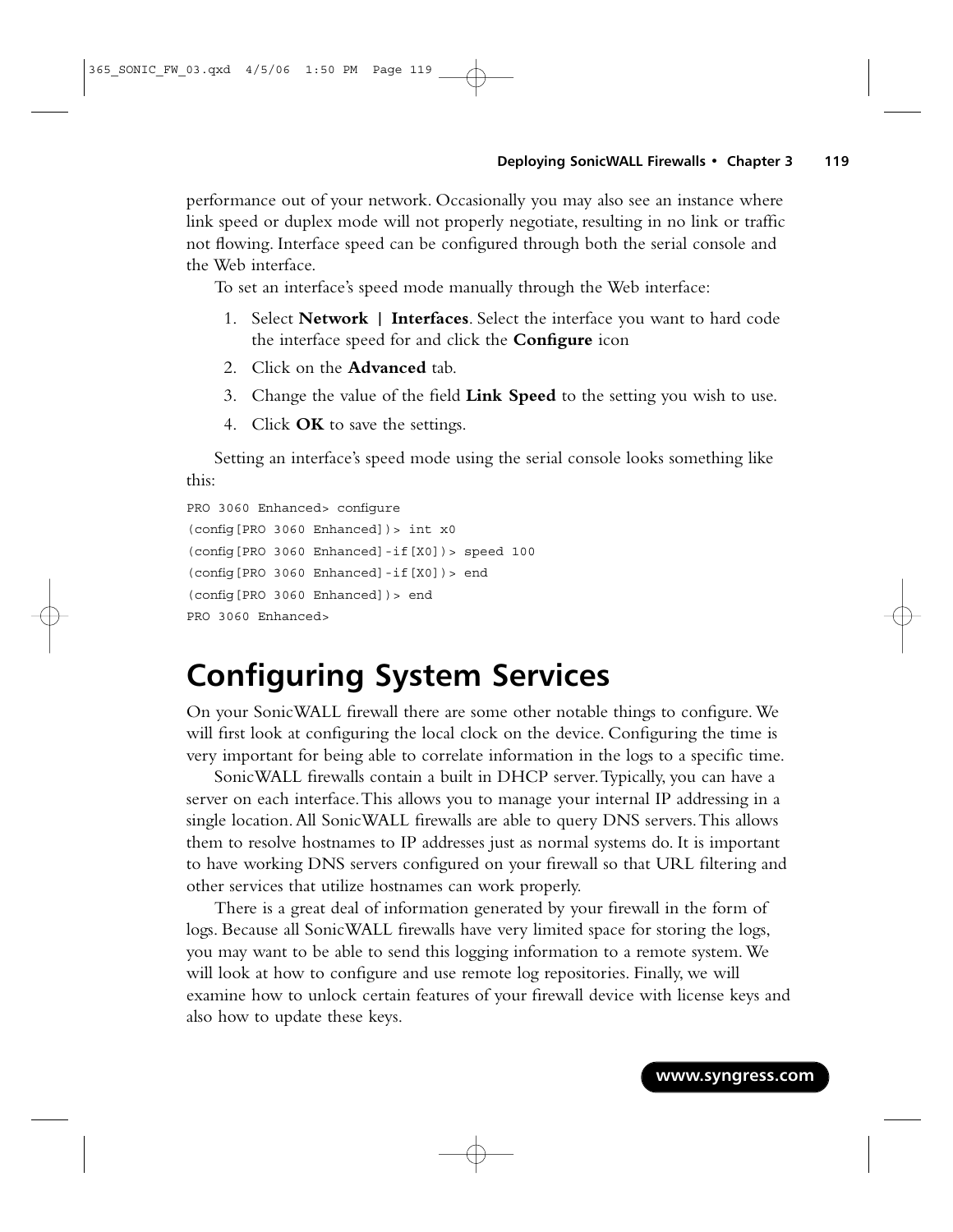performance out of your network. Occasionally you may also see an instance where link speed or duplex mode will not properly negotiate, resulting in no link or traffic not flowing. Interface speed can be configured through both the serial console and the Web interface.

To set an interface's speed mode manually through the Web interface:

1. Select **Network | Interfaces**. Select the interface you want to hard code the interface speed for and click the **Configure** icon
2. Click on the **Advanced** tab.
3. Change the value of the field **Link Speed** to the setting you wish to use.
4. Click **OK** to save the settings.

Setting an interface's speed mode using the serial console looks something like this:

```
PRO 3060 Enhanced> configure
(config[PRO 3060 Enhanced])> int x0
(config[PRO 3060 Enhanced]-if[X0])> speed 100
(config[PRO 3060 Enhanced]-if[X0])> end
(config[PRO 3060 Enhanced])> end
PRO 3060 Enhanced>
```

# Configuring System Services

On your SonicWALL firewall there are some other notable things to configure. We will first look at configuring the local clock on the device. Configuring the time is very important for being able to correlate information in the logs to a specific time.

SonicWALL firewalls contain a built in DHCP server. Typically, you can have a server on each interface. This allows you to manage your internal IP addressing in a single location. All SonicWALL firewalls are able to query DNS servers. This allows them to resolve hostnames to IP addresses just as normal systems do. It is important to have working DNS servers configured on your firewall so that URL filtering and other services that utilize hostnames can work properly.

There is a great deal of information generated by your firewall in the form of logs. Because all SonicWALL firewalls have very limited space for storing the logs, you may want to be able to send this logging information to a remote system. We will look at how to configure and use remote log repositories. Finally, we will examine how to unlock certain features of your firewall device with license keys and also how to update these keys.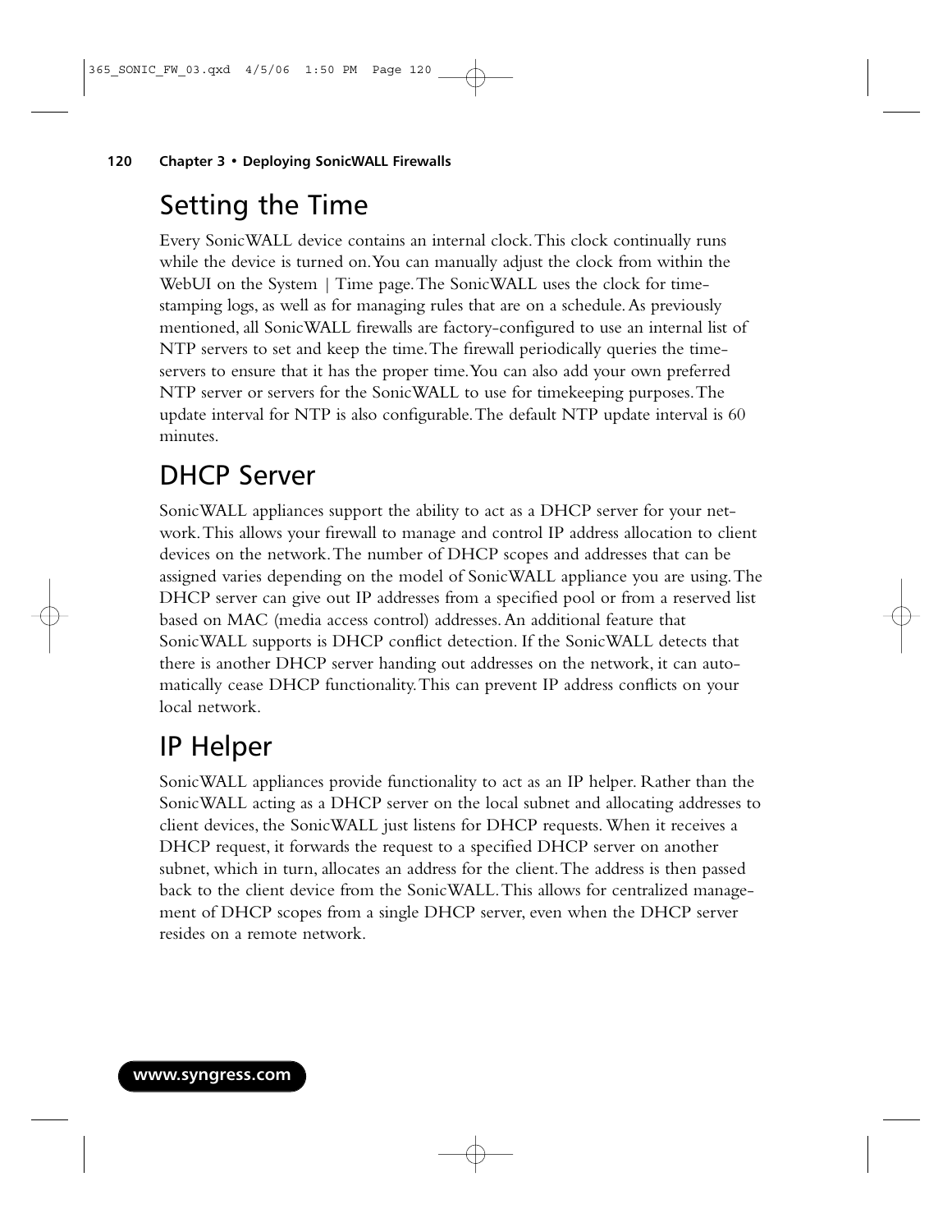## Setting the Time

Every SonicWALL device contains an internal clock. This clock continually runs while the device is turned on. You can manually adjust the clock from within the WebUI on the System | Time page. The SonicWALL uses the clock for time-stamping logs, as well as for managing rules that are on a schedule. As previously mentioned, all SonicWALL firewalls are factory-configured to use an internal list of NTP servers to set and keep the time. The firewall periodically queries the time-servers to ensure that it has the proper time. You can also add your own preferred NTP server or servers for the SonicWALL to use for timekeeping purposes. The update interval for NTP is also configurable. The default NTP update interval is 60 minutes.

## DHCP Server

SonicWALL appliances support the ability to act as a DHCP server for your network. This allows your firewall to manage and control IP address allocation to client devices on the network. The number of DHCP scopes and addresses that can be assigned varies depending on the model of SonicWALL appliance you are using. The DHCP server can give out IP addresses from a specified pool or from a reserved list based on MAC (media access control) addresses. An additional feature that SonicWALL supports is DHCP conflict detection. If the SonicWALL detects that there is another DHCP server handing out addresses on the network, it can automatically cease DHCP functionality. This can prevent IP address conflicts on your local network.

## IP Helper

SonicWALL appliances provide functionality to act as an IP helper. Rather than the SonicWALL acting as a DHCP server on the local subnet and allocating addresses to client devices, the SonicWALL just listens for DHCP requests. When it receives a DHCP request, it forwards the request to a specified DHCP server on another subnet, which in turn, allocates an address for the client. The address is then passed back to the client device from the SonicWALL. This allows for centralized management of DHCP scopes from a single DHCP server, even when the DHCP server resides on a remote network.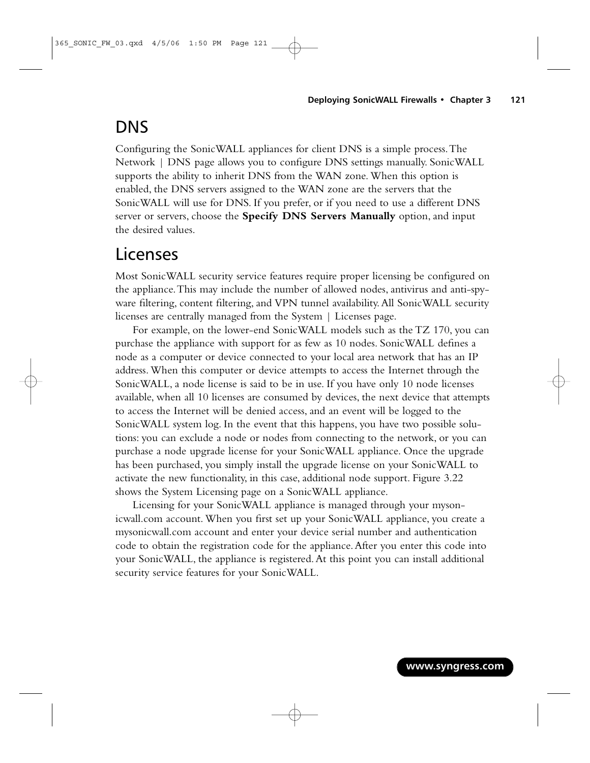## DNS

Configuring the SonicWALL appliances for client DNS is a simple process. The Network | DNS page allows you to configure DNS settings manually. SonicWALL supports the ability to inherit DNS from the WAN zone. When this option is enabled, the DNS servers assigned to the WAN zone are the servers that the SonicWALL will use for DNS. If you prefer, or if you need to use a different DNS server or servers, choose the **Specify DNS Servers Manually** option, and input the desired values.

## Licenses

Most SonicWALL security service features require proper licensing be configured on the appliance. This may include the number of allowed nodes, antivirus and anti-spyware filtering, content filtering, and VPN tunnel availability. All SonicWALL security licenses are centrally managed from the System | Licenses page.

For example, on the lower-end SonicWALL models such as the TZ 170, you can purchase the appliance with support for as few as 10 nodes. SonicWALL defines a node as a computer or device connected to your local area network that has an IP address. When this computer or device attempts to access the Internet through the SonicWALL, a node license is said to be in use. If you have only 10 node licenses available, when all 10 licenses are consumed by devices, the next device that attempts to access the Internet will be denied access, and an event will be logged to the SonicWALL system log. In the event that this happens, you have two possible solutions: you can exclude a node or nodes from connecting to the network, or you can purchase a node upgrade license for your SonicWALL appliance. Once the upgrade has been purchased, you simply install the upgrade license on your SonicWALL to activate the new functionality, in this case, additional node support. Figure 3.22 shows the System Licensing page on a SonicWALL appliance.

Licensing for your SonicWALL appliance is managed through your mysonicwall.com account. When you first set up your SonicWALL appliance, you create a mysonicwall.com account and enter your device serial number and authentication code to obtain the registration code for the appliance. After you enter this code into your SonicWALL, the appliance is registered. At this point you can install additional security service features for your SonicWALL.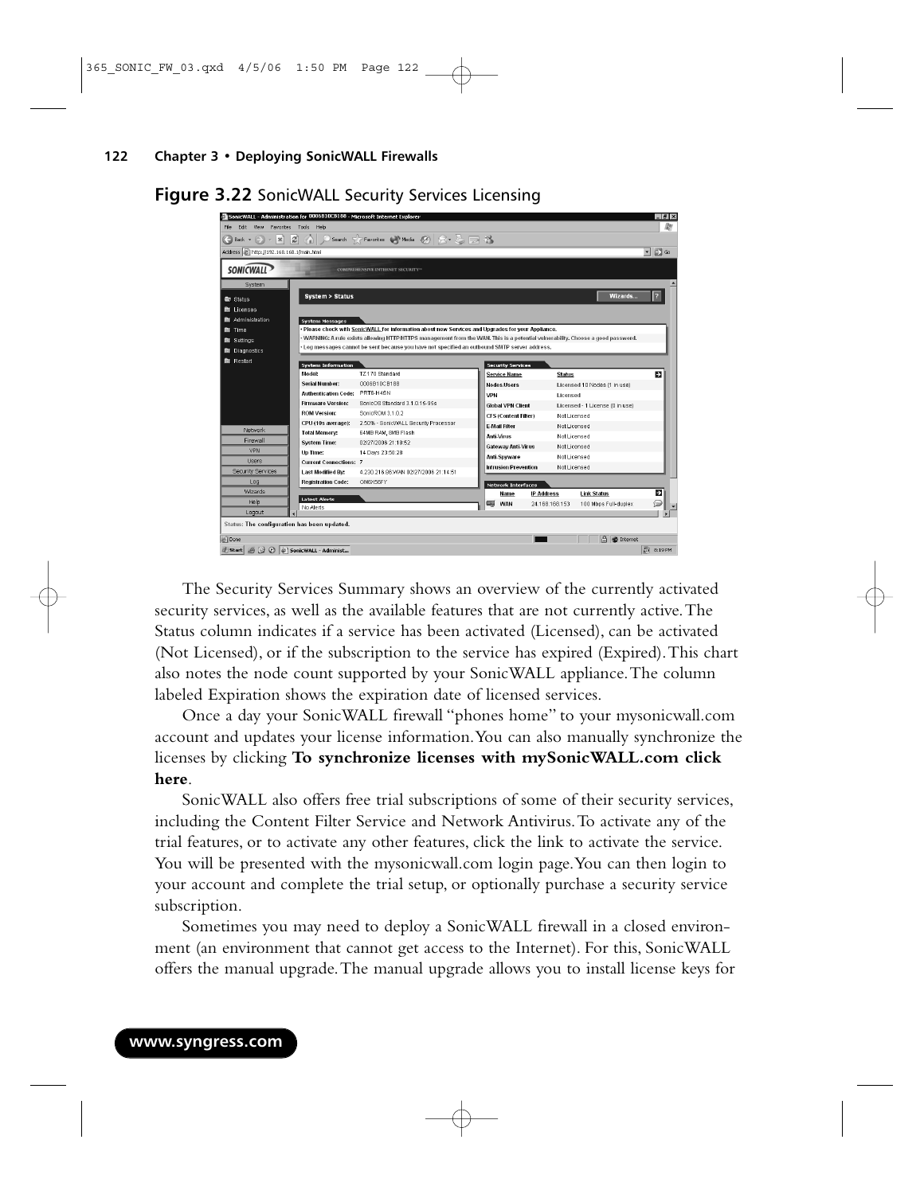**Figure 3.22** SonicWALL Security Services Licensing

The Security Services Summary shows an overview of the currently activated security services, as well as the available features that are not currently active. The Status column indicates if a service has been activated (Licensed), can be activated (Not Licensed), or if the subscription to the service has expired (Expired). This chart also notes the node count supported by your SonicWALL appliance. The column labeled Expiration shows the expiration date of licensed services.

Once a day your SonicWALL firewall "phones home" to your mysonicwall.com account and updates your license information. You can also manually synchronize the licenses by clicking **To synchronize licenses with mySonicWALL.com click here**.

SonicWALL also offers free trial subscriptions of some of their security services, including the Content Filter Service and Network Antivirus. To activate any of the trial features, or to activate any other features, click the link to activate the service. You will be presented with the mysonicwall.com login page. You can then login to your account and complete the trial setup, or optionally purchase a security service subscription.

Sometimes you may need to deploy a SonicWALL firewall in a closed environment (an environment that cannot get access to the Internet). For this, SonicWALL offers the manual upgrade. The manual upgrade allows you to install license keys for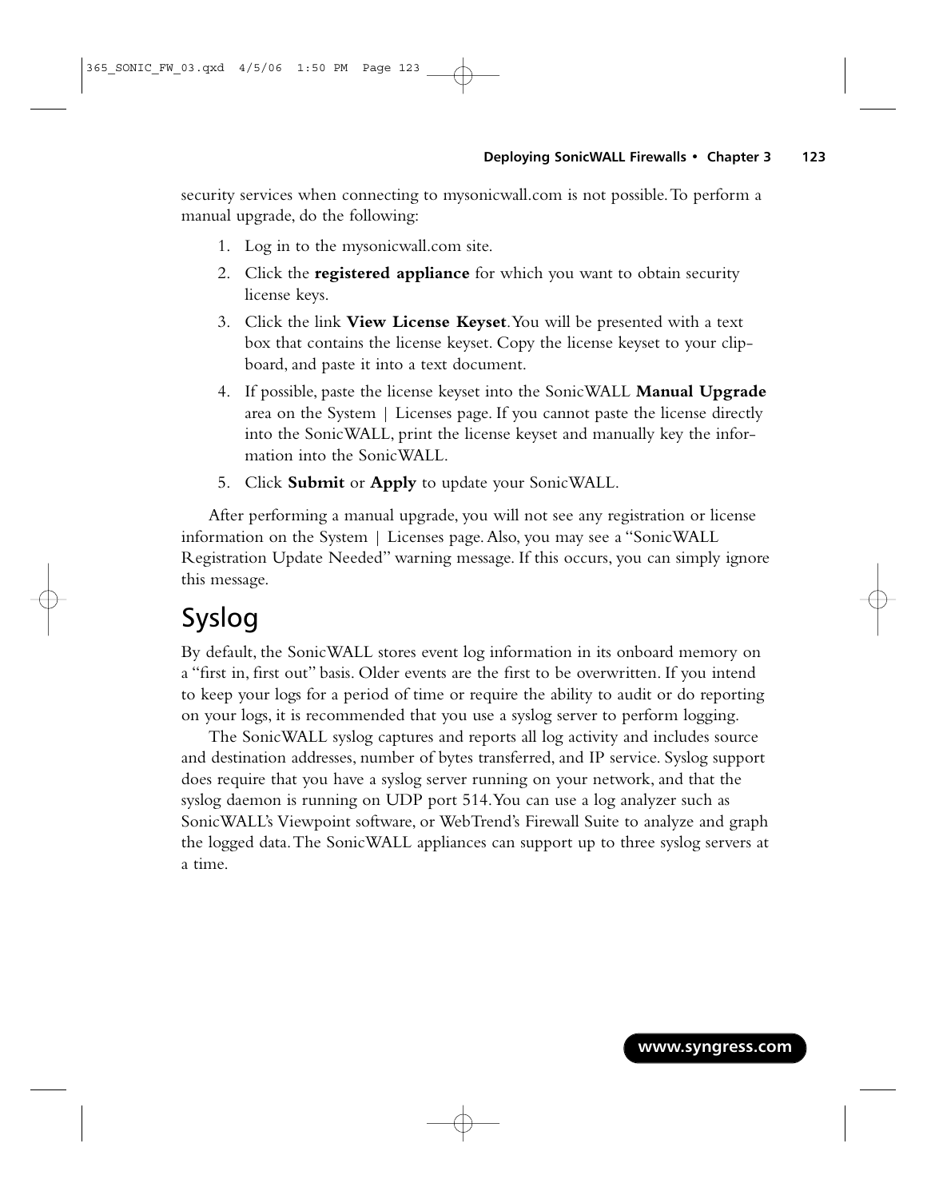security services when connecting to mysonicwall.com is not possible. To perform a manual upgrade, do the following:

1. Log in to the mysonicwall.com site.
2. Click the **registered appliance** for which you want to obtain security license keys.
3. Click the link **View License Keyset**. You will be presented with a text box that contains the license keyset. Copy the license keyset to your clipboard, and paste it into a text document.
4. If possible, paste the license keyset into the SonicWALL **Manual Upgrade** area on the System | Licenses page. If you cannot paste the license directly into the SonicWALL, print the license keyset and manually key the information into the SonicWALL.
5. Click **Submit** or **Apply** to update your SonicWALL.

After performing a manual upgrade, you will not see any registration or license information on the System | Licenses page. Also, you may see a "SonicWALL Registration Update Needed" warning message. If this occurs, you can simply ignore this message.

# Syslog

By default, the SonicWALL stores event log information in its onboard memory on a "first in, first out" basis. Older events are the first to be overwritten. If you intend to keep your logs for a period of time or require the ability to audit or do reporting on your logs, it is recommended that you use a syslog server to perform logging.

The SonicWALL syslog captures and reports all log activity and includes source and destination addresses, number of bytes transferred, and IP service. Syslog support does require that you have a syslog server running on your network, and that the syslog daemon is running on UDP port 514. You can use a log analyzer such as SonicWALL's Viewpoint software, or WebTrend's Firewall Suite to analyze and graph the logged data. The SonicWALL appliances can support up to three syslog servers at a time.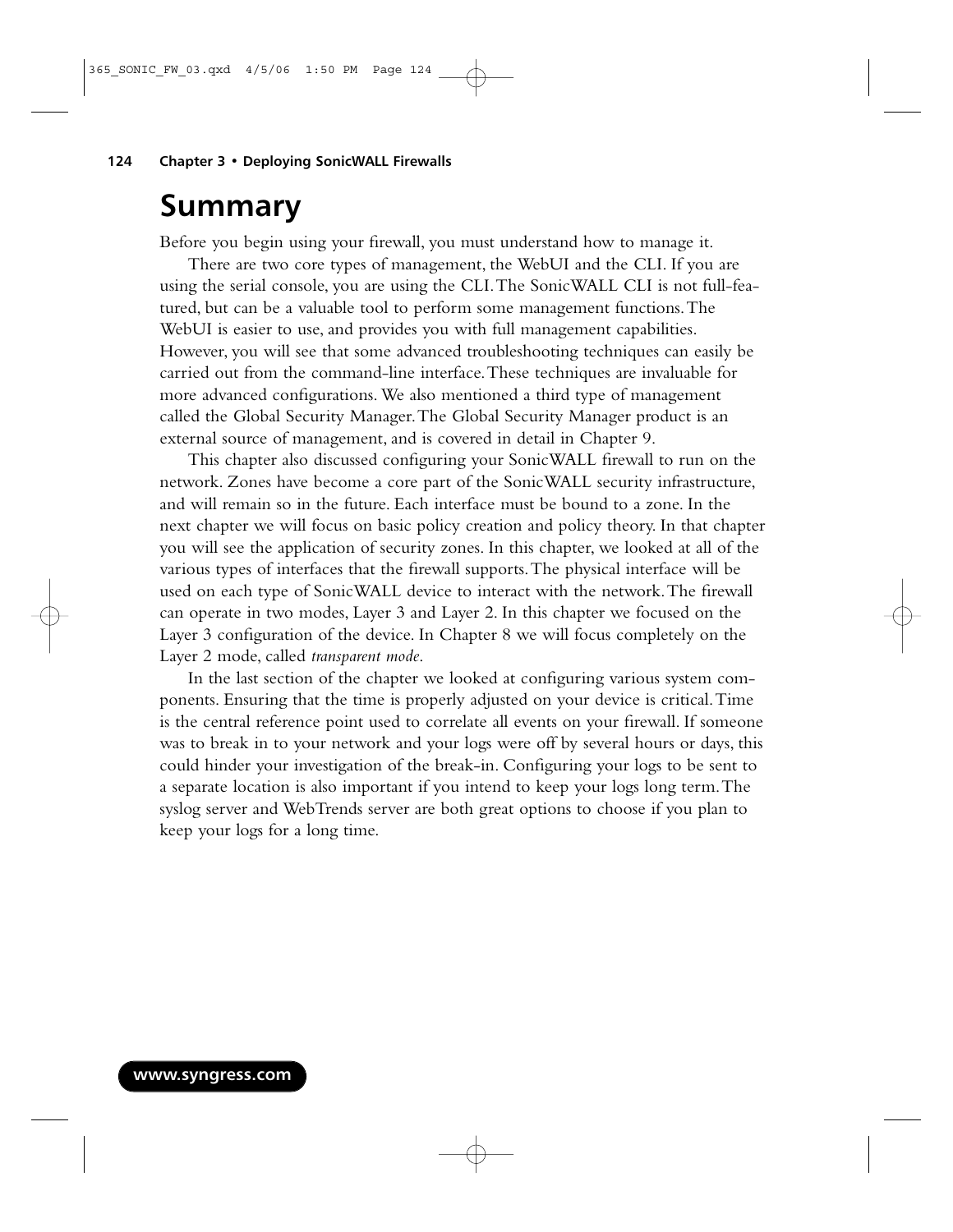# Summary

Before you begin using your firewall, you must understand how to manage it.

There are two core types of management, the WebUI and the CLI. If you are using the serial console, you are using the CLI. The SonicWALL CLI is not full-featured, but can be a valuable tool to perform some management functions. The WebUI is easier to use, and provides you with full management capabilities. However, you will see that some advanced troubleshooting techniques can easily be carried out from the command-line interface. These techniques are invaluable for more advanced configurations. We also mentioned a third type of management called the Global Security Manager. The Global Security Manager product is an external source of management, and is covered in detail in Chapter 9.

This chapter also discussed configuring your SonicWALL firewall to run on the network. Zones have become a core part of the SonicWALL security infrastructure, and will remain so in the future. Each interface must be bound to a zone. In the next chapter we will focus on basic policy creation and policy theory. In that chapter you will see the application of security zones. In this chapter, we looked at all of the various types of interfaces that the firewall supports. The physical interface will be used on each type of SonicWALL device to interact with the network. The firewall can operate in two modes, Layer 3 and Layer 2. In this chapter we focused on the Layer 3 configuration of the device. In Chapter 8 we will focus completely on the Layer 2 mode, called *transparent mode*.

In the last section of the chapter we looked at configuring various system components. Ensuring that the time is properly adjusted on your device is critical. Time is the central reference point used to correlate all events on your firewall. If someone was to break in to your network and your logs were off by several hours or days, this could hinder your investigation of the break-in. Configuring your logs to be sent to a separate location is also important if you intend to keep your logs long term. The syslog server and WebTrends server are both great options to choose if you plan to keep your logs for a long time.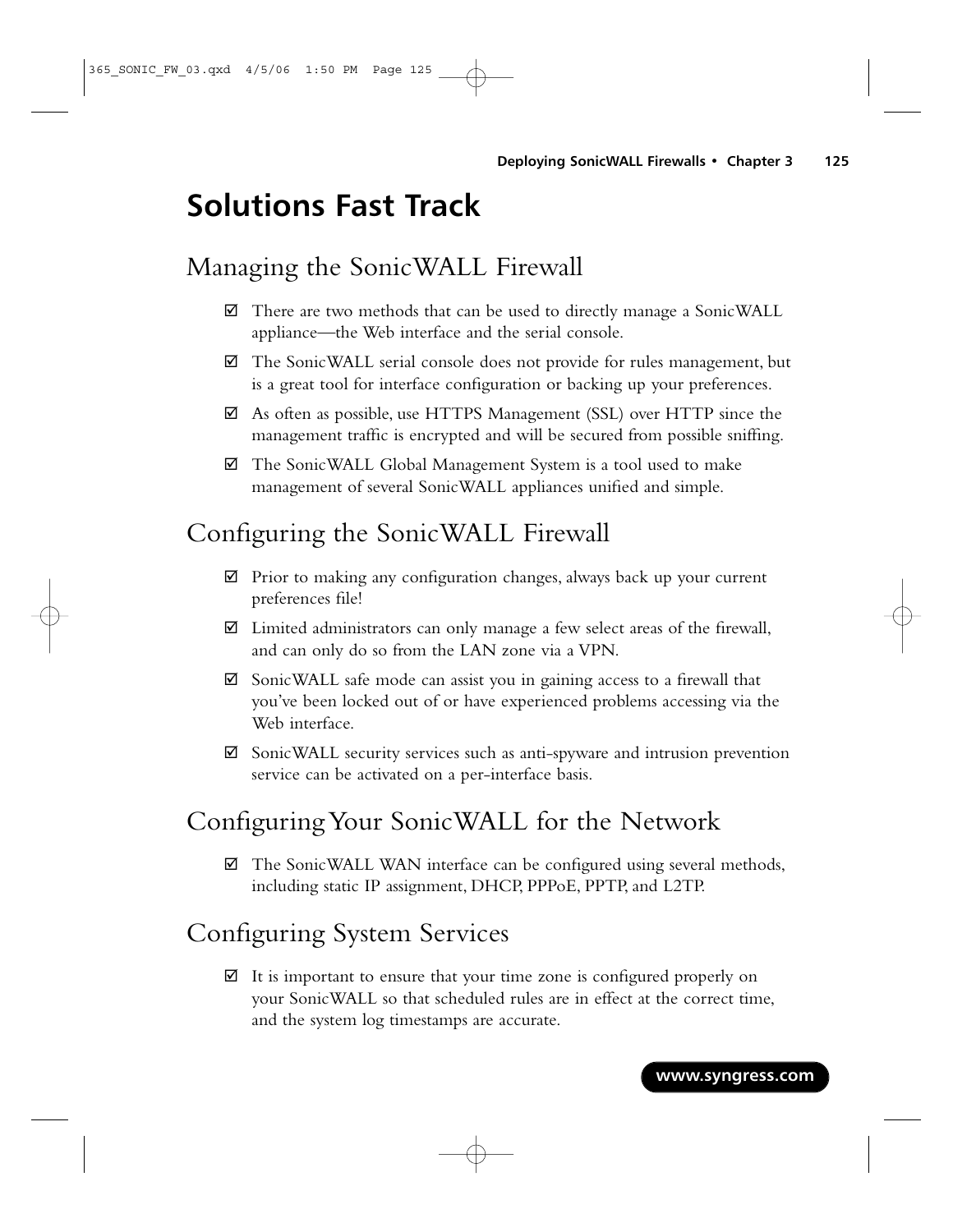# Solutions Fast Track

## Managing the SonicWALL Firewall

- ☑ There are two methods that can be used to directly manage a SonicWALL appliance—the Web interface and the serial console.
- ☑ The SonicWALL serial console does not provide for rules management, but is a great tool for interface configuration or backing up your preferences.
- ☑ As often as possible, use HTTPS Management (SSL) over HTTP since the management traffic is encrypted and will be secured from possible sniffing.
- ☑ The SonicWALL Global Management System is a tool used to make management of several SonicWALL appliances unified and simple.

## Configuring the SonicWALL Firewall

- ☑ Prior to making any configuration changes, always back up your current preferences file!
- ☑ Limited administrators can only manage a few select areas of the firewall, and can only do so from the LAN zone via a VPN.
- ☑ SonicWALL safe mode can assist you in gaining access to a firewall that you've been locked out of or have experienced problems accessing via the Web interface.
- ☑ SonicWALL security services such as anti-spyware and intrusion prevention service can be activated on a per-interface basis.

## Configuring Your SonicWALL for the Network

- ☑ The SonicWALL WAN interface can be configured using several methods, including static IP assignment, DHCP, PPPoE, PPTP, and L2TP.

## Configuring System Services

- ☑ It is important to ensure that your time zone is configured properly on your SonicWALL so that scheduled rules are in effect at the correct time, and the system log timestamps are accurate.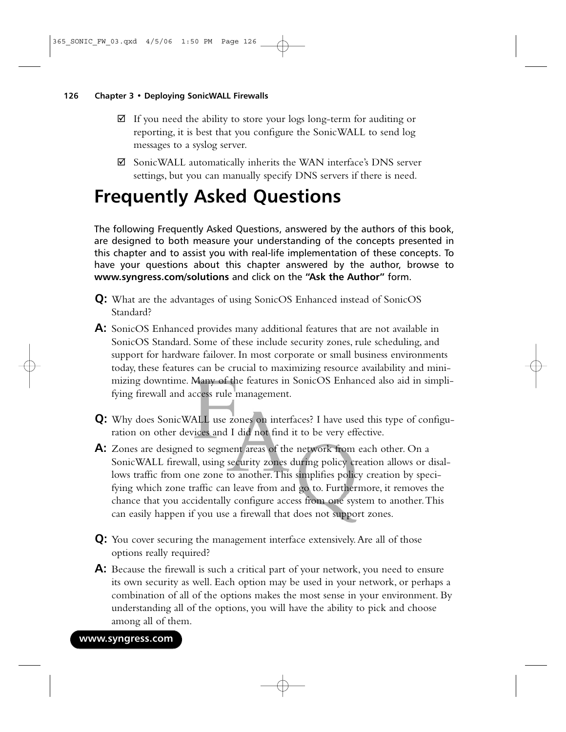- ☑ If you need the ability to store your logs long-term for auditing or reporting, it is best that you configure the SonicWALL to send log messages to a syslog server.
- ☑ SonicWALL automatically inherits the WAN interface's DNS server settings, but you can manually specify DNS servers if there is need.

# Frequently Asked Questions

The following Frequently Asked Questions, answered by the authors of this book, are designed to both measure your understanding of the concepts presented in this chapter and to assist you with real-life implementation of these concepts. To have your questions about this chapter answered by the author, browse to **www.syngress.com/solutions** and click on the **"Ask the Author"** form.

**Q:** What are the advantages of using SonicOS Enhanced instead of SonicOS Standard?

**A:** SonicOS Enhanced provides many additional features that are not available in SonicOS Standard. Some of these include security zones, rule scheduling, and support for hardware failover. In most corporate or small business environments today, these features can be crucial to maximizing resource availability and minimizing downtime. Many of the features in SonicOS Enhanced also aid in simplifying firewall and access rule management.

**Q:** Why does SonicWALL use zones on interfaces? I have used this type of configuration on other devices and I did not find it to be very effective.

**A:** Zones are designed to segment areas of the network from each other. On a SonicWALL firewall, using security zones during policy creation allows or disallows traffic from one zone to another. This simplifies policy creation by specifying which zone traffic can leave from and go to. Furthermore, it removes the chance that you accidentally configure access from one system to another. This can easily happen if you use a firewall that does not support zones.

**Q:** You cover securing the management interface extensively. Are all of those options really required?

**A:** Because the firewall is such a critical part of your network, you need to ensure its own security as well. Each option may be used in your network, or perhaps a combination of all of the options makes the most sense in your environment. By understanding all of the options, you will have the ability to pick and choose among all of them.